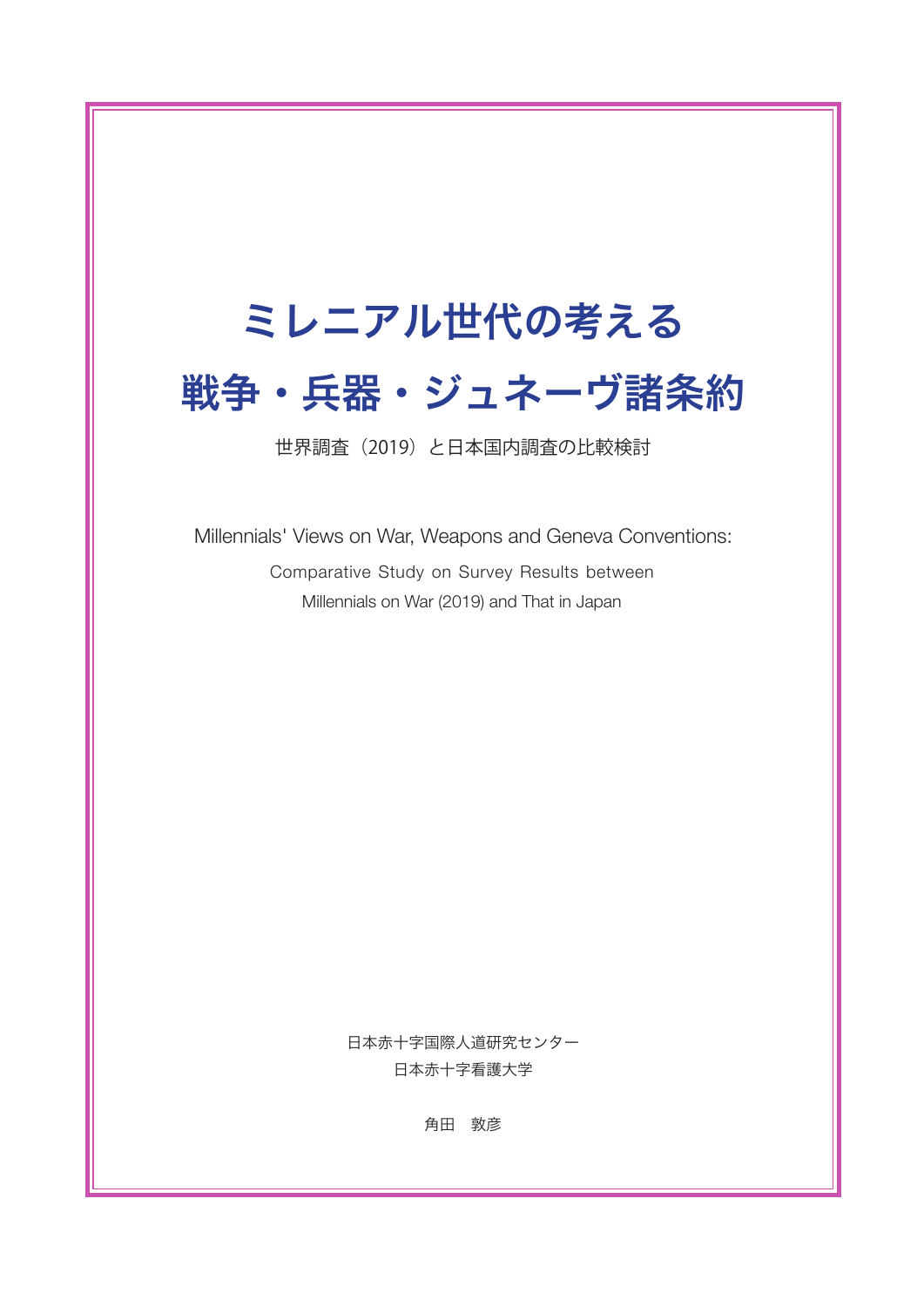# ミレニアル世代の考える戦争・兵器・ジュネーヴ諸条約

世界調査（2019）と日本国内調査の比較検討

## Millennials' Views on War, Weapons and Geneva Conventions:

Comparative Study on Survey Results between Millennials on War (2019) and That in Japan

日本赤十字国際人道研究センター
日本赤十字看護大学

角田　敦彦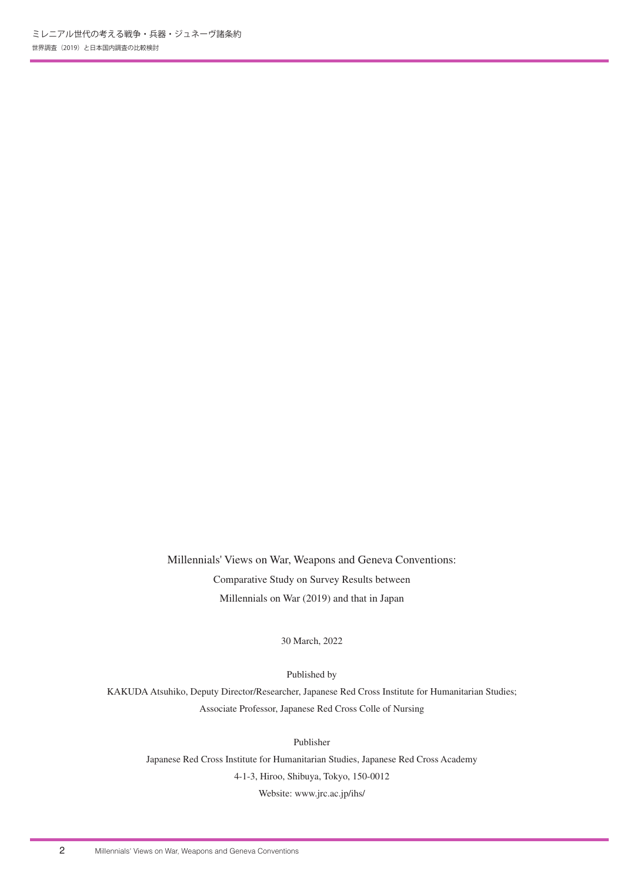Millennials' Views on War, Weapons and Geneva Conventions:

Comparative Study on Survey Results between

Millennials on War (2019) and that in Japan

30 March, 2022

Published by

KAKUDA Atsuhiko, Deputy Director/Researcher, Japanese Red Cross Institute for Humanitarian Studies;

Associate Professor, Japanese Red Cross Colle of Nursing

Publisher

Japanese Red Cross Institute for Humanitarian Studies, Japanese Red Cross Academy

4-1-3, Hiroo, Shibuya, Tokyo, 150-0012

Website: www.jrc.ac.jp/ihs/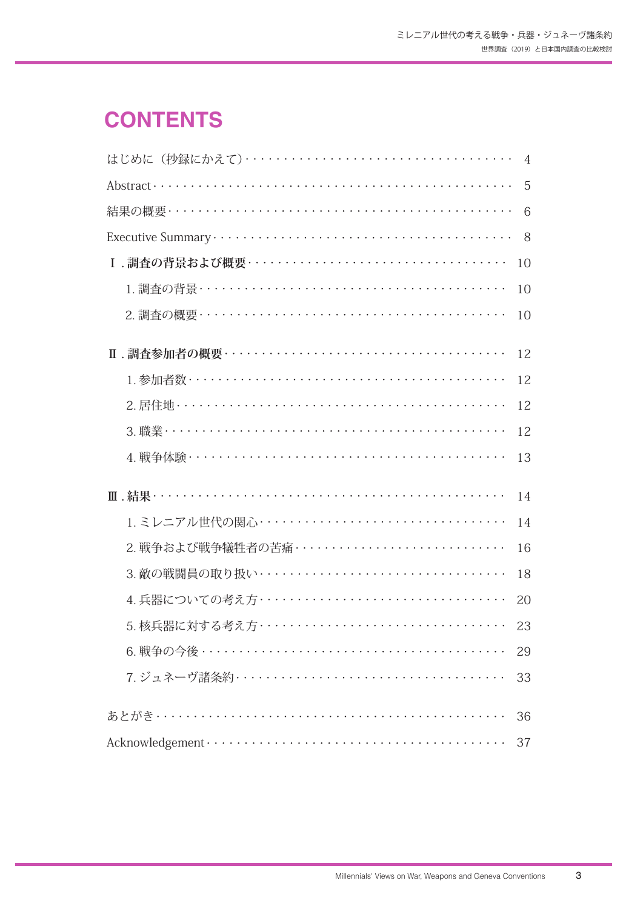# CONTENTS

はじめに（抄録にかえて）………………………… 4

Abstract………………………… 5

結果の概要………………………… 6

Executive Summary………………………… 8

**Ⅰ．調査の背景および概要**………………………… 10

- 1. 調査の背景………………………… 10
- 2. 調査の概要………………………… 10

**Ⅱ．調査参加者の概要**………………………… 12

- 1. 参加者数………………………… 12
- 2. 居住地………………………… 12
- 3. 職業………………………… 12
- 4. 戦争体験………………………… 13

**Ⅲ．結果**………………………… 14

- 1. ミレニアル世代の関心………………………… 14
- 2. 戦争および戦争犠牲者の苦痛………………………… 16
- 3. 敵の戦闘員の取り扱い………………………… 18
- 4. 兵器についての考え方………………………… 20
- 5. 核兵器に対する考え方………………………… 23
- 6. 戦争の今後………………………… 29
- 7. ジュネーヴ諸条約………………………… 33

あとがき………………………… 36

Acknowledgement………………………… 37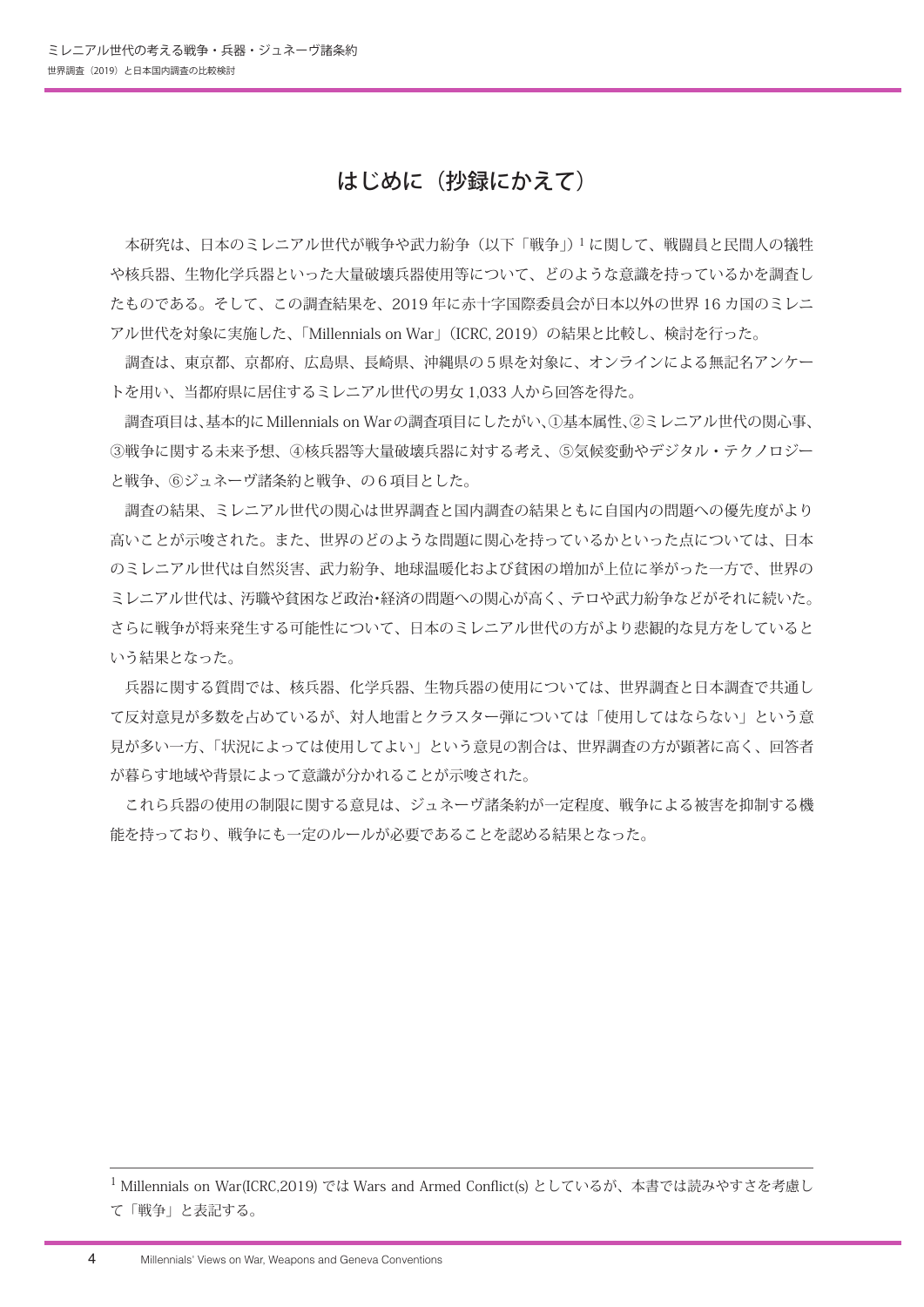# はじめに（抄録にかえて）

本研究は、日本のミレニアル世代が戦争や武力紛争（以下「戦争」）[1] に関して、戦闘員と民間人の犠牲や核兵器、生物化学兵器といった大量破壊兵器使用等について、どのような意識を持っているかを調査したものである。そして、この調査結果を、2019 年に赤十字国際委員会が日本以外の世界 16 カ国のミレニアル世代を対象に実施した、「Millennials on War」（ICRC, 2019）の結果と比較し、検討を行った。

調査は、東京都、京都府、広島県、長崎県、沖縄県の５県を対象に、オンラインによる無記名アンケートを用い、当都府県に居住するミレニアル世代の男女 1,033 人から回答を得た。

調査項目は、基本的に Millennials on War の調査項目にしたがい、①基本属性、②ミレニアル世代の関心事、③戦争に関する未来予想、④核兵器等大量破壊兵器に対する考え、⑤気候変動やデジタル・テクノロジーと戦争、⑥ジュネーヴ諸条約と戦争、の６項目とした。

調査の結果、ミレニアル世代の関心は世界調査と国内調査の結果ともに自国内の問題への優先度がより高いことが示唆された。また、世界のどのような問題に関心を持っているかといった点については、日本のミレニアル世代は自然災害、武力紛争、地球温暖化および貧困の増加が上位に挙がった一方で、世界のミレニアル世代は、汚職や貧困など政治･経済の問題への関心が高く、テロや武力紛争などがそれに続いた。さらに戦争が将来発生する可能性について、日本のミレニアル世代の方がより悲観的な見方をしているという結果となった。

兵器に関する質問では、核兵器、化学兵器、生物兵器の使用については、世界調査と日本調査で共通して反対意見が多数を占めているが、対人地雷とクラスター弾については「使用してはならない」という意見が多い一方、「状況によっては使用してよい」という意見の割合は、世界調査の方が顕著に高く、回答者が暮らす地域や背景によって意識が分かれることが示唆された。

これら兵器の使用の制限に関する意見は、ジュネーヴ諸条約が一定程度、戦争による被害を抑制する機能を持っており、戦争にも一定のルールが必要であることを認める結果となった。

---

[1] Millennials on War(ICRC,2019) では Wars and Armed Conflict(s) としているが、本書では読みやすさを考慮して「戦争」と表記する。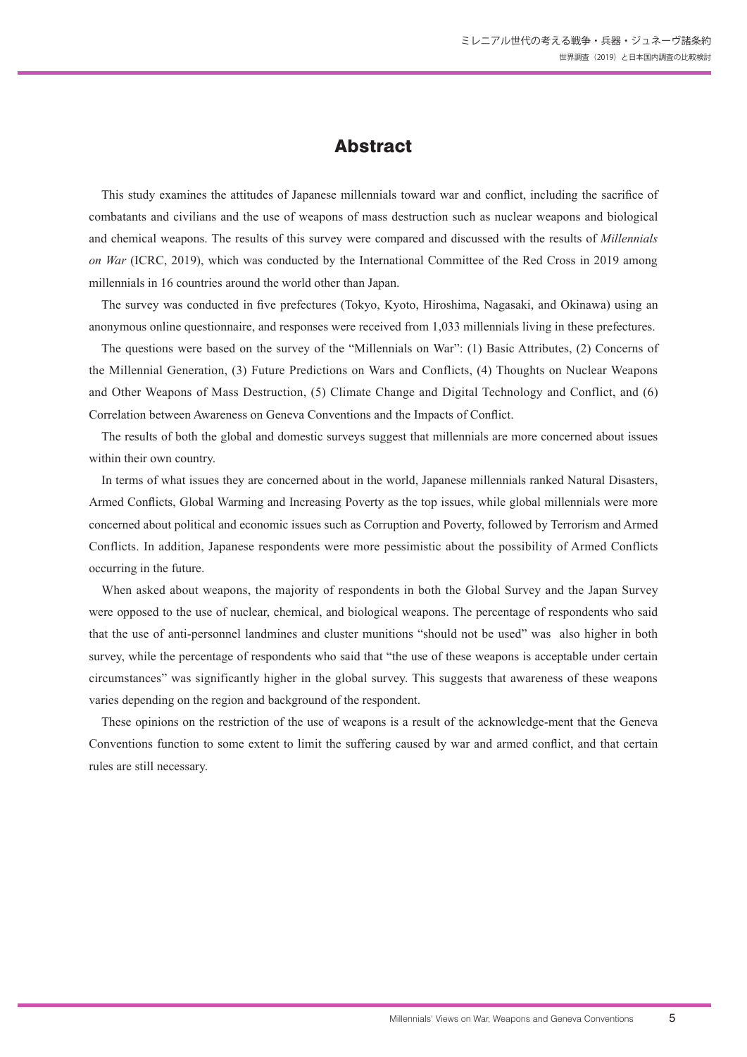## Abstract

This study examines the attitudes of Japanese millennials toward war and conflict, including the sacrifice of combatants and civilians and the use of weapons of mass destruction such as nuclear weapons and biological and chemical weapons. The results of this survey were compared and discussed with the results of *Millennials on War* (ICRC, 2019), which was conducted by the International Committee of the Red Cross in 2019 among millennials in 16 countries around the world other than Japan.

The survey was conducted in five prefectures (Tokyo, Kyoto, Hiroshima, Nagasaki, and Okinawa) using an anonymous online questionnaire, and responses were received from 1,033 millennials living in these prefectures.

The questions were based on the survey of the "Millennials on War": (1) Basic Attributes, (2) Concerns of the Millennial Generation, (3) Future Predictions on Wars and Conflicts, (4) Thoughts on Nuclear Weapons and Other Weapons of Mass Destruction, (5) Climate Change and Digital Technology and Conflict, and (6) Correlation between Awareness on Geneva Conventions and the Impacts of Conflict.

The results of both the global and domestic surveys suggest that millennials are more concerned about issues within their own country.

In terms of what issues they are concerned about in the world, Japanese millennials ranked Natural Disasters, Armed Conflicts, Global Warming and Increasing Poverty as the top issues, while global millennials were more concerned about political and economic issues such as Corruption and Poverty, followed by Terrorism and Armed Conflicts. In addition, Japanese respondents were more pessimistic about the possibility of Armed Conflicts occurring in the future.

When asked about weapons, the majority of respondents in both the Global Survey and the Japan Survey were opposed to the use of nuclear, chemical, and biological weapons. The percentage of respondents who said that the use of anti-personnel landmines and cluster munitions "should not be used" was also higher in both survey, while the percentage of respondents who said that "the use of these weapons is acceptable under certain circumstances" was significantly higher in the global survey. This suggests that awareness of these weapons varies depending on the region and background of the respondent.

These opinions on the restriction of the use of weapons is a result of the acknowledge-ment that the Geneva Conventions function to some extent to limit the suffering caused by war and armed conflict, and that certain rules are still necessary.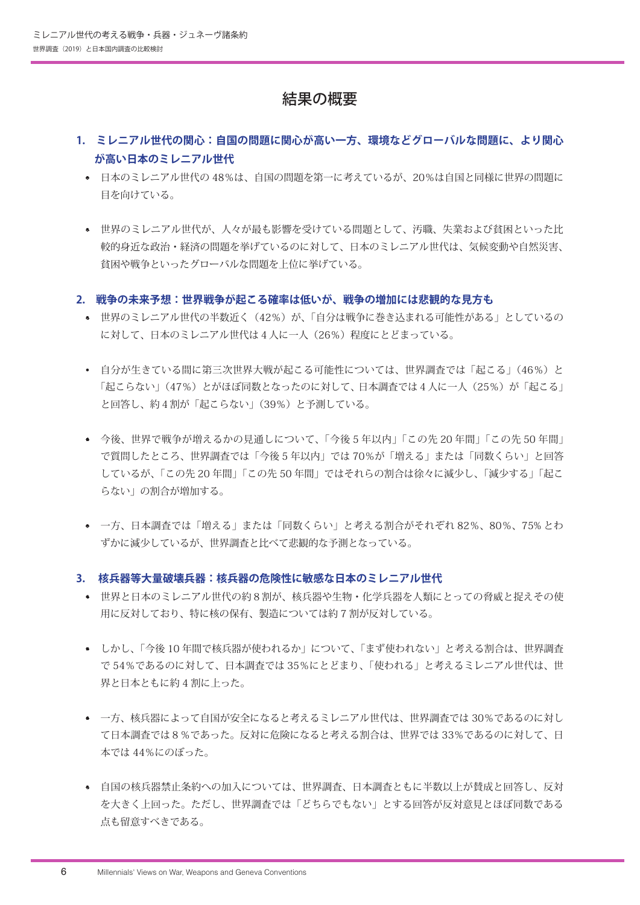# 結果の概要

## 1. ミレニアル世代の関心：自国の問題に関心が高い一方、環境などグローバルな問題に、より関心が高い日本のミレニアル世代

- 日本のミレニアル世代の 48%は、自国の問題を第一に考えているが、20%は自国と同様に世界の問題に目を向けている。
- 世界のミレニアル世代が、人々が最も影響を受けている問題として、汚職、失業および貧困といった比較的身近な政治・経済の問題を挙げているのに対して、日本のミレニアル世代は、気候変動や自然災害、貧困や戦争といったグローバルな問題を上位に挙げている。

## 2. 戦争の未来予想：世界戦争が起こる確率は低いが、戦争の増加には悲観的な見方も

- 世界のミレニアル世代の半数近く（42%）が、「自分は戦争に巻き込まれる可能性がある」としているのに対して、日本のミレニアル世代は 4 人に一人（26%）程度にとどまっている。
- 自分が生きている間に第三次世界大戦が起こる可能性については、世界調査では「起こる」（46%）と「起こらない」（47%）とがほぼ同数となったのに対して、日本調査では 4 人に一人（25%）が「起こる」と回答し、約 4 割が「起こらない」（39%）と予測している。
- 今後、世界で戦争が増えるかの見通しについて、「今後 5 年以内」「この先 20 年間」「この先 50 年間」で質問したところ、世界調査では「今後 5 年以内」では 70%が「増える」または「同数くらい」と回答しているが、「この先 20 年間」「この先 50 年間」ではそれらの割合は徐々に減少し、「減少する」「起こらない」の割合が増加する。
- 一方、日本調査では「増える」または「同数くらい」と考える割合がそれぞれ 82%、80%、75% とわずかに減少しているが、世界調査と比べて悲観的な予測となっている。

## 3. 核兵器等大量破壊兵器：核兵器の危険性に敏感な日本のミレニアル世代

- 世界と日本のミレニアル世代の約 8 割が、核兵器や生物・化学兵器を人類にとっての脅威と捉えその使用に反対しており、特に核の保有、製造については約 7 割が反対している。
- しかし、「今後 10 年間で核兵器が使われるか」について、「まず使われない」と考える割合は、世界調査で 54%であるのに対して、日本調査では 35%にとどまり、「使われる」と考えるミレニアル世代は、世界と日本ともに約 4 割に上った。
- 一方、核兵器によって自国が安全になると考えるミレニアル世代は、世界調査では 30%であるのに対して日本調査では 8 %であった。反対に危険になると考える割合は、世界では 33%であるのに対して、日本では 44%にのぼった。
- 自国の核兵器禁止条約への加入については、世界調査、日本調査ともに半数以上が賛成と回答し、反対を大きく上回った。ただし、世界調査では「どちらでもない」とする回答が反対意見とほぼ同数である点も留意すべきである。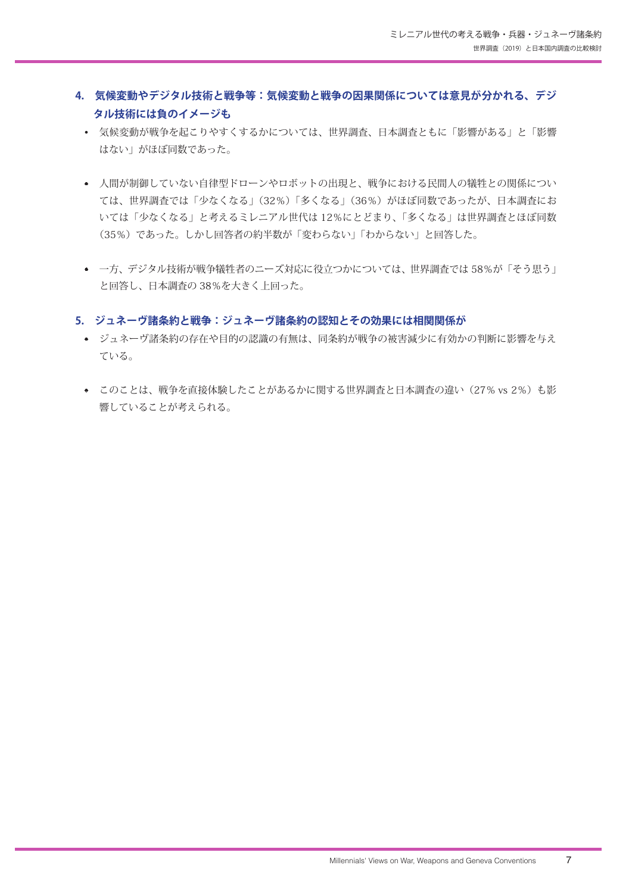### 4. 気候変動やデジタル技術と戦争等：気候変動と戦争の因果関係については意見が分かれる、デジタル技術には負のイメージも

- 気候変動が戦争を起こりやすくするかについては、世界調査、日本調査ともに「影響がある」と「影響はない」がほぼ同数であった。

- 人間が制御していない自律型ドローンやロボットの出現と、戦争における民間人の犠牲との関係については、世界調査では「少なくなる」（32%）「多くなる」（36%）がほぼ同数であったが、日本調査においては「少なくなる」と考えるミレニアル世代は 12%にとどまり、「多くなる」は世界調査とほぼ同数（35%）であった。しかし回答者の約半数が「変わらない」「わからない」と回答した。

- 一方、デジタル技術が戦争犠牲者のニーズ対応に役立つかについては、世界調査では 58%が「そう思う」と回答し、日本調査の 38%を大きく上回った。

### 5. ジュネーヴ諸条約と戦争：ジュネーヴ諸条約の認知とその効果には相関関係が

- ジュネーヴ諸条約の存在や目的の認識の有無は、同条約が戦争の被害減少に有効かの判断に影響を与えている。

- このことは、戦争を直接体験したことがあるかに関する世界調査と日本調査の違い（27% vs 2%）も影響していることが考えられる。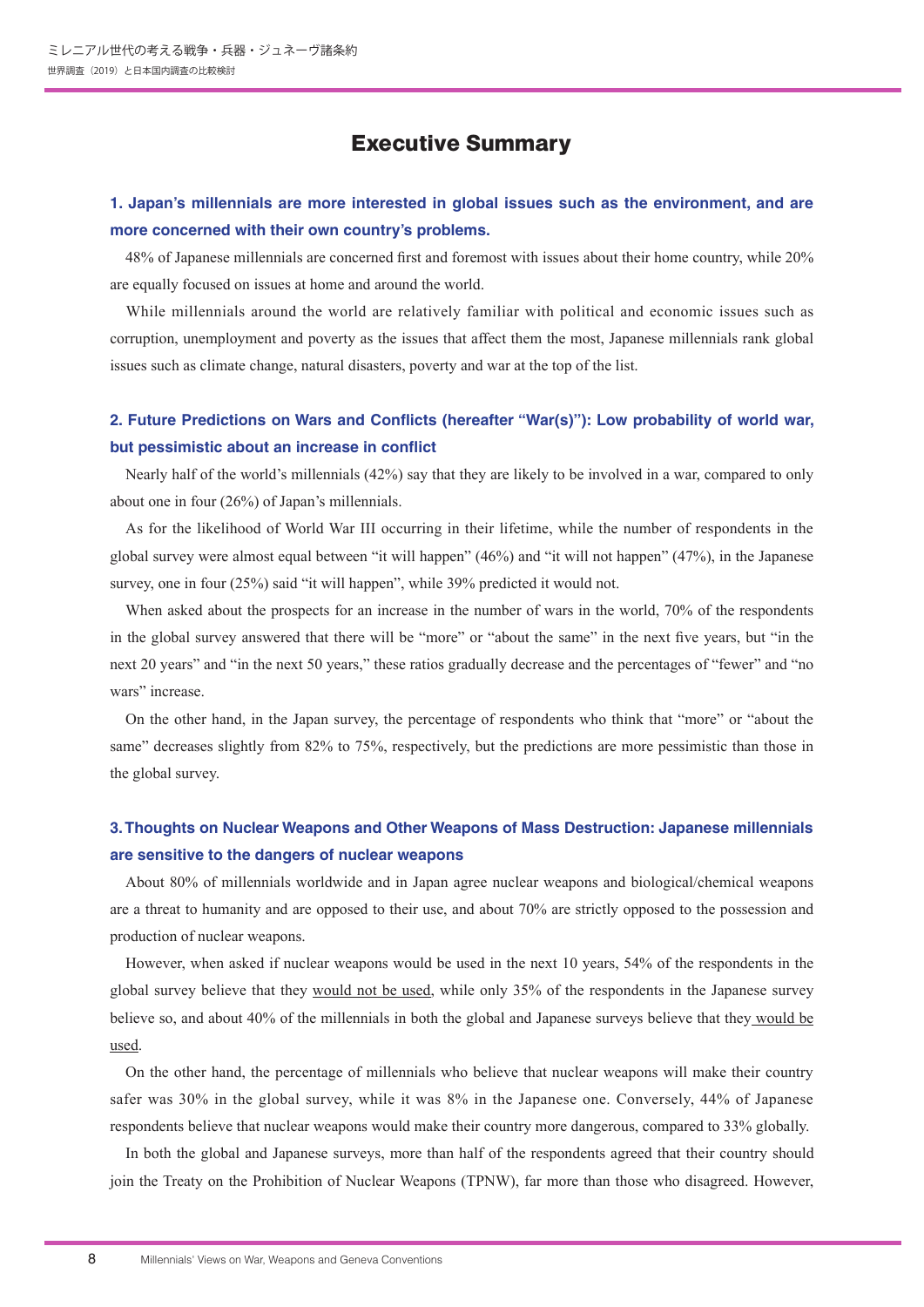# Executive Summary

## 1. Japan's millennials are more interested in global issues such as the environment, and are more concerned with their own country's problems.

48% of Japanese millennials are concerned first and foremost with issues about their home country, while 20% are equally focused on issues at home and around the world.

While millennials around the world are relatively familiar with political and economic issues such as corruption, unemployment and poverty as the issues that affect them the most, Japanese millennials rank global issues such as climate change, natural disasters, poverty and war at the top of the list.

## 2. Future Predictions on Wars and Conflicts (hereafter "War(s)"): Low probability of world war, but pessimistic about an increase in conflict

Nearly half of the world's millennials (42%) say that they are likely to be involved in a war, compared to only about one in four (26%) of Japan's millennials.

As for the likelihood of World War III occurring in their lifetime, while the number of respondents in the global survey were almost equal between "it will happen" (46%) and "it will not happen" (47%), in the Japanese survey, one in four (25%) said "it will happen", while 39% predicted it would not.

When asked about the prospects for an increase in the number of wars in the world, 70% of the respondents in the global survey answered that there will be "more" or "about the same" in the next five years, but "in the next 20 years" and "in the next 50 years," these ratios gradually decrease and the percentages of "fewer" and "no wars" increase.

On the other hand, in the Japan survey, the percentage of respondents who think that "more" or "about the same" decreases slightly from 82% to 75%, respectively, but the predictions are more pessimistic than those in the global survey.

## 3. Thoughts on Nuclear Weapons and Other Weapons of Mass Destruction: Japanese millennials are sensitive to the dangers of nuclear weapons

About 80% of millennials worldwide and in Japan agree nuclear weapons and biological/chemical weapons are a threat to humanity and are opposed to their use, and about 70% are strictly opposed to the possession and production of nuclear weapons.

However, when asked if nuclear weapons would be used in the next 10 years, 54% of the respondents in the global survey believe that they would not be used, while only 35% of the respondents in the Japanese survey believe so, and about 40% of the millennials in both the global and Japanese surveys believe that they would be used.

On the other hand, the percentage of millennials who believe that nuclear weapons will make their country safer was 30% in the global survey, while it was 8% in the Japanese one. Conversely, 44% of Japanese respondents believe that nuclear weapons would make their country more dangerous, compared to 33% globally.

In both the global and Japanese surveys, more than half of the respondents agreed that their country should join the Treaty on the Prohibition of Nuclear Weapons (TPNW), far more than those who disagreed. However,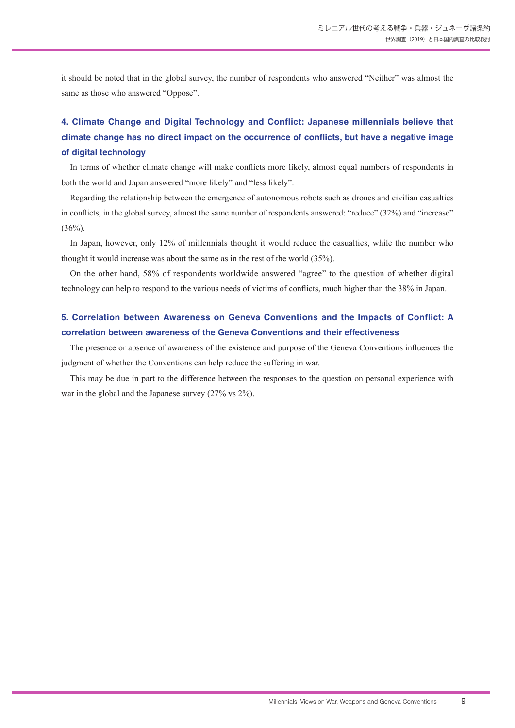it should be noted that in the global survey, the number of respondents who answered "Neither" was almost the same as those who answered "Oppose".

### 4. Climate Change and Digital Technology and Conflict: Japanese millennials believe that climate change has no direct impact on the occurrence of conflicts, but have a negative image of digital technology

In terms of whether climate change will make conflicts more likely, almost equal numbers of respondents in both the world and Japan answered "more likely" and "less likely".

Regarding the relationship between the emergence of autonomous robots such as drones and civilian casualties in conflicts, in the global survey, almost the same number of respondents answered: "reduce" (32%) and "increase" (36%).

In Japan, however, only 12% of millennials thought it would reduce the casualties, while the number who thought it would increase was about the same as in the rest of the world (35%).

On the other hand, 58% of respondents worldwide answered "agree" to the question of whether digital technology can help to respond to the various needs of victims of conflicts, much higher than the 38% in Japan.

### 5. Correlation between Awareness on Geneva Conventions and the Impacts of Conflict: A correlation between awareness of the Geneva Conventions and their effectiveness

The presence or absence of awareness of the existence and purpose of the Geneva Conventions influences the judgment of whether the Conventions can help reduce the suffering in war.

This may be due in part to the difference between the responses to the question on personal experience with war in the global and the Japanese survey (27% vs 2%).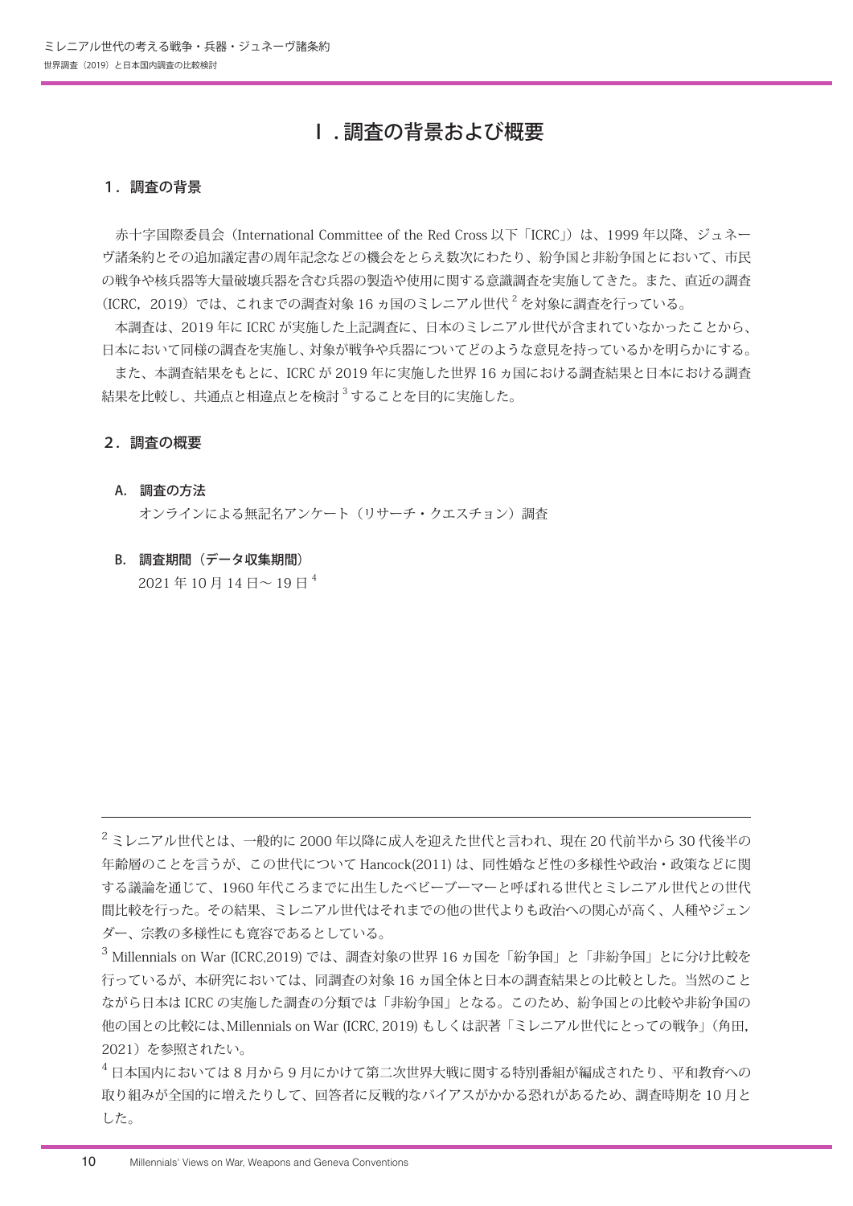# Ⅰ．調査の背景および概要

## 1．調査の背景

赤十字国際委員会（International Committee of the Red Cross 以下「ICRC」）は、1999 年以降、ジュネーヴ諸条約とその追加議定書の周年記念などの機会をとらえ数次にわたり、紛争国と非紛争国とにおいて、市民の戦争や核兵器等大量破壊兵器を含む兵器の製造や使用に関する意識調査を実施してきた。また、直近の調査（ICRC，2019）では、これまでの調査対象 16 ヵ国のミレニアル世代[2]を対象に調査を行っている。

本調査は、2019 年に ICRC が実施した上記調査に、日本のミレニアル世代が含まれていなかったことから、日本において同様の調査を実施し、対象が戦争や兵器についてどのような意見を持っているかを明らかにする。

また、本調査結果をもとに、ICRC が 2019 年に実施した世界 16 ヵ国における調査結果と日本における調査結果を比較し、共通点と相違点とを検討[3]することを目的に実施した。

## 2．調査の概要

### A．調査の方法

オンラインによる無記名アンケート（リサーチ・クエスチョン）調査

### B．調査期間（データ収集期間）

2021 年 10 月 14 日～ 19 日[4]

---

[2] ミレニアル世代とは、一般的に 2000 年以降に成人を迎えた世代と言われ、現在 20 代前半から 30 代後半の年齢層のことを言うが、この世代について Hancock(2011) は、同性婚など性の多様性や政治・政策などに関する議論を通じて、1960 年代ころまでに出生したベビーブーマーと呼ばれる世代とミレニアル世代との世代間比較を行った。その結果、ミレニアル世代はそれまでの他の世代よりも政治への関心が高く、人種やジェンダー、宗教の多様性にも寛容であるとしている。

[3] Millennials on War (ICRC,2019) では、調査対象の世界 16 ヵ国を「紛争国」と「非紛争国」とに分け比較を行っているが、本研究においては、同調査の対象 16 ヵ国全体と日本の調査結果との比較とした。当然のことながら日本は ICRC の実施した調査の分類では「非紛争国」となる。このため、紛争国との比較や非紛争国の他の国との比較には、Millennials on War (ICRC, 2019) もしくは訳著「ミレニアル世代にとっての戦争」（角田，2021）を参照されたい。

[4] 日本国内においては 8 月から 9 月にかけて第二次世界大戦に関する特別番組が編成されたり、平和教育への取り組みが全国的に増えたりして、回答者に反戦的なバイアスがかかる恐れがあるため、調査時期を 10 月とした。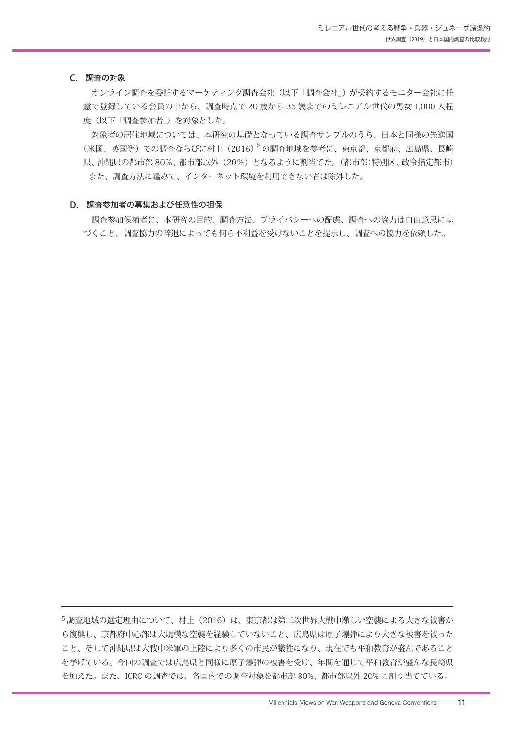### C. 調査の対象

オンライン調査を委託するマーケティング調査会社（以下「調査会社」）が契約するモニター会社に任意で登録している会員の中から、調査時点で 20 歳から 35 歳までのミレニアル世代の男女 1,000 人程度（以下「調査参加者」）を対象とした。

対象者の居住地域については、本研究の基礎となっている調査サンプルのうち、日本と同様の先進国（米国、英国等）での調査ならびに村上（2016）[5] の調査地域を参考に、東京都、京都府、広島県、長崎県、沖縄県の都市部 80%、都市部以外（20%）となるように割当てた。（都市部：特別区、政令指定都市）

また、調査方法に鑑みて、インターネット環境を利用できない者は除外した。

### D. 調査参加者の募集および任意性の担保

調査参加候補者に、本研究の目的、調査方法、プライバシーへの配慮、調査への協力は自由意思に基づくこと、調査協力の辞退によっても何ら不利益を受けないことを提示し、調査への協力を依頼した。

---

[5] 調査地域の選定理由について、村上（2016）は、東京都は第二次世界大戦中激しい空襲による大きな被害から復興し、京都府中心部は大規模な空襲を経験していないこと、広島県は原子爆弾により大きな被害を被ったこと、そして沖縄県は大戦中米軍の上陸により多くの市民が犠牲になり、現在でも平和教育が盛んであることを挙げている。今回の調査では広島県と同様に原子爆弾の被害を受け、年間を通じて平和教育が盛んな長崎県を加えた。また、ICRC の調査では、各国内での調査対象を都市部 80%、都市部以外 20% に割り当てている。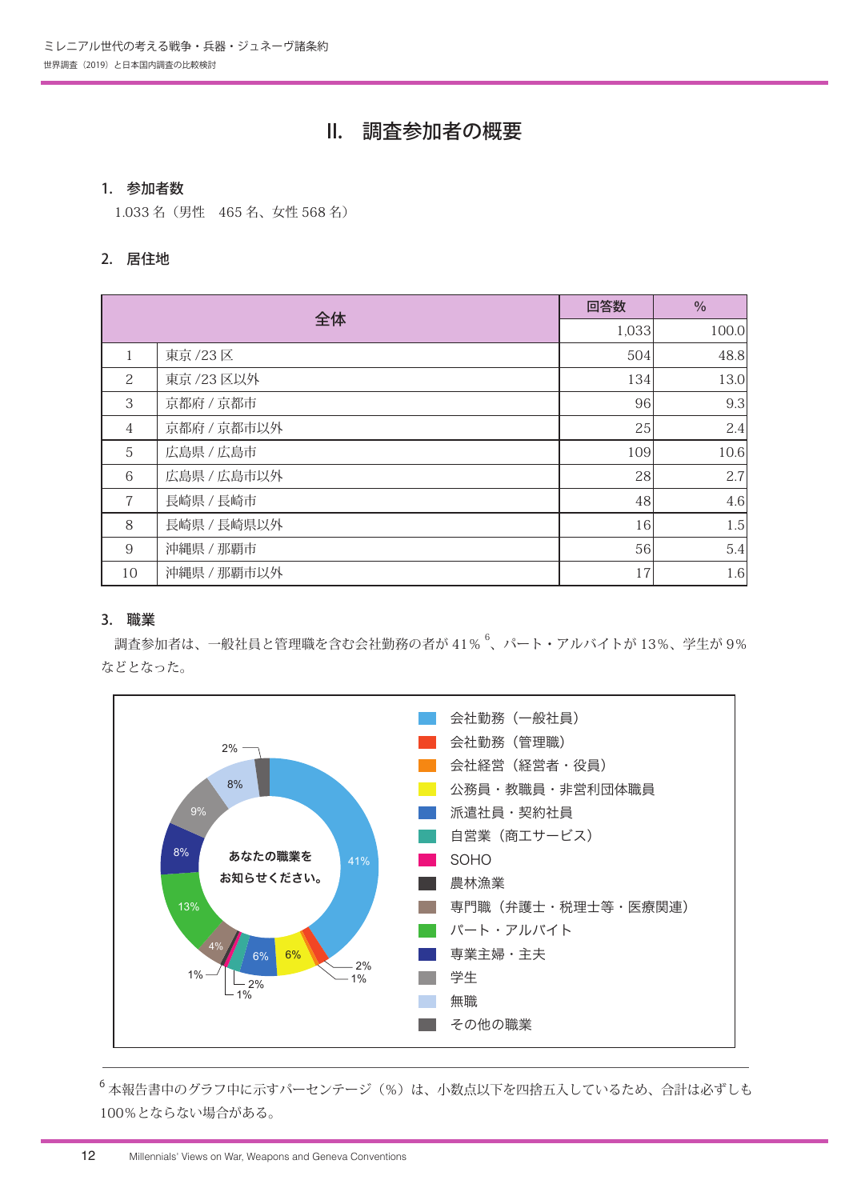# II. 調査参加者の概要

## 1. 参加者数

1.033 名（男性　465 名、女性 568 名）

## 2. 居住地

| 全体 | | 回答数 | % |
|---|---|---|---|
| | | 1,033 | 100.0 |
| 1 | 東京 /23 区 | 504 | 48.8 |
| 2 | 東京 /23 区以外 | 134 | 13.0 |
| 3 | 京都府 / 京都市 | 96 | 9.3 |
| 4 | 京都府 / 京都市以外 | 25 | 2.4 |
| 5 | 広島県 / 広島市 | 109 | 10.6 |
| 6 | 広島県 / 広島市以外 | 28 | 2.7 |
| 7 | 長崎県 / 長崎市 | 48 | 4.6 |
| 8 | 長崎県 / 長崎県以外 | 16 | 1.5 |
| 9 | 沖縄県 / 那覇市 | 56 | 5.4 |
| 10 | 沖縄県 / 那覇市以外 | 17 | 1.6 |

## 3. 職業

調査参加者は、一般社員と管理職を含む会社勤務の者が 41％ [6]、パート・アルバイトが 13%、学生が 9% などとなった。

あなたの職業をお知らせください。

| 職業 | % |
|---|---|
| 会社勤務（一般社員） | 41% |
| 会社勤務（管理職） | 2% |
| 会社経営（経営者・役員） | 1% |
| 公務員・教職員・非営利団体職員 | 6% |
| 派遣社員・契約社員 | 6% |
| 自営業（商工サービス） | 2% |
| SOHO | 1% |
| 農林漁業 | 1% |
| 専門職（弁護士・税理士等・医療関連） | 4% |
| パート・アルバイト | 13% |
| 専業主婦・主夫 | 8% |
| 学生 | 9% |
| 無職 | 8% |
| その他の職業 | 2% |

---

[6] 本報告書中のグラフ中に示すパーセンテージ（%）は、小数点以下を四捨五入しているため、合計は必ずしも100%とならない場合がある。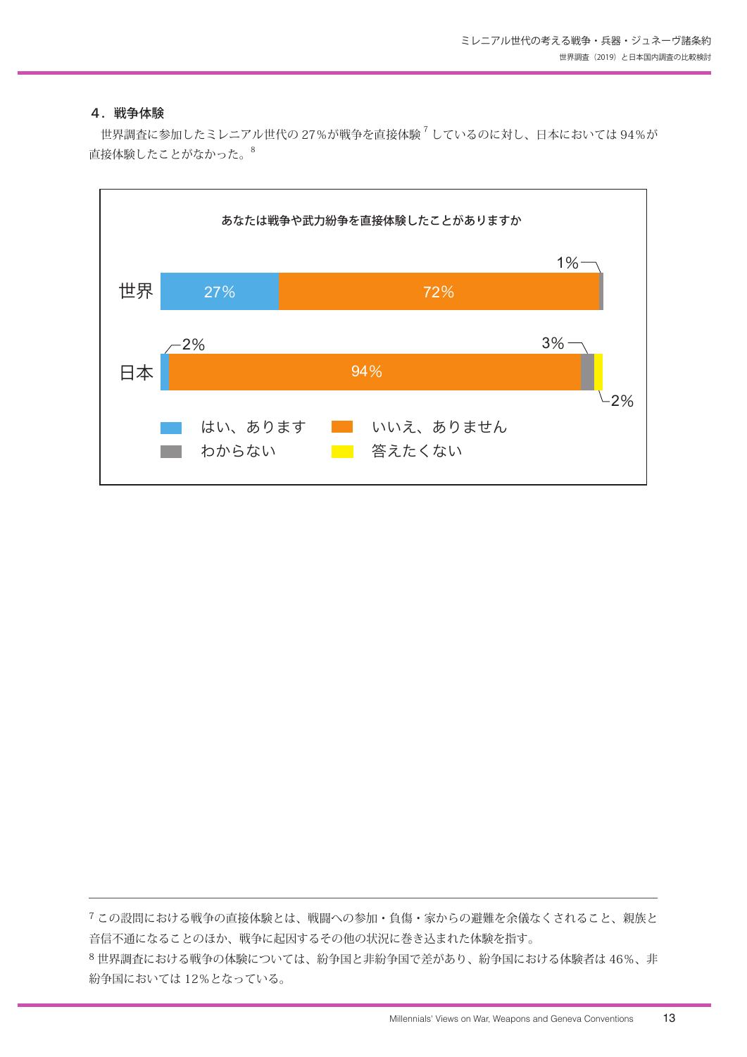### 4．戦争体験

世界調査に参加したミレニアル世代の 27％が戦争を直接体験[7] しているのに対し、日本においては 94％が直接体験したことがなかった。[8]

あなたは戦争や武力紛争を直接体験したことがありますか

| | はい、あります | いいえ、ありません | わからない | 答えたくない |
|---|---|---|---|---|
| 世界 | 27% | 72% | 1% | |
| 日本 | 2% | 94% | 3% | 2% |

---

[7] この設問における戦争の直接体験とは、戦闘への参加・負傷・家からの避難を余儀なくされること、親族と音信不通になることのほか、戦争に起因するその他の状況に巻き込まれた体験を指す。

[8] 世界調査における戦争の体験については、紛争国と非紛争国で差があり、紛争国における体験者は 46％、非紛争国においては 12％となっている。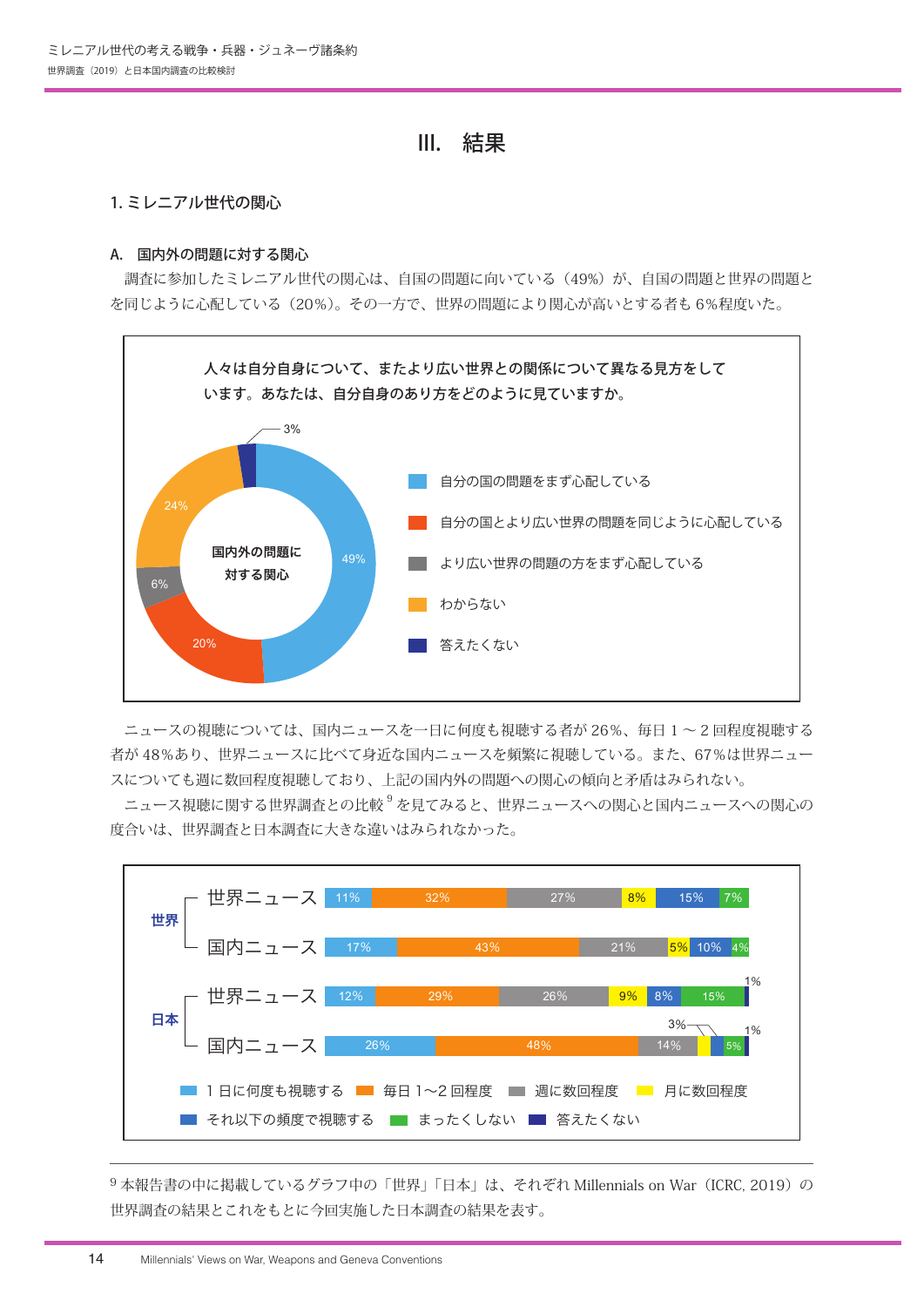# III. 結果

## 1. ミレニアル世代の関心

### A. 国内外の問題に対する関心

調査に参加したミレニアル世代の関心は、自国の問題に向いている（49%）が、自国の問題と世界の問題とを同じように心配している（20%）。その一方で、世界の問題により関心が高いとする者も 6%程度いた。

**人々は自分自身について、またより広い世界との関係について異なる見方をしています。あなたは、自分自身のあり方をどのように見ていますか。**

国内外の問題に対する関心

| 回答 | 割合 |
|---|---|
| 自分の国の問題をまず心配している | 49% |
| 自分の国とより広い世界の問題を同じように心配している | 20% |
| より広い世界の問題の方をまず心配している | 6% |
| わからない | 24% |
| 答えたくない | 3% |

ニュースの視聴については、国内ニュースを一日に何度も視聴する者が 26%、毎日 1 〜 2 回程度視聴する者が 48%あり、世界ニュースに比べて身近な国内ニュースを頻繁に視聴している。また、67%は世界ニュースについても週に数回程度視聴しており、上記の国内外の問題への関心の傾向と矛盾はみられない。

ニュース視聴に関する世界調査との比較[9]を見てみると、世界ニュースへの関心と国内ニュースへの関心の度合いは、世界調査と日本調査に大きな違いはみられなかった。

| | | 1 日に何度も視聴する | 毎日 1〜2 回程度 | 週に数回程度 | 月に数回程度 | それ以下の頻度で視聴する | まったくしない | 答えたくない |
|---|---|---|---|---|---|---|---|---|
| 世界 | 世界ニュース | 11% | 32% | 27% | 8% | 15% | 7% | |
| 世界 | 国内ニュース | 17% | 43% | 21% | 5% | 10% | 4% | |
| 日本 | 世界ニュース | 12% | 29% | 26% | 9% | 8% | 15% | 1% |
| 日本 | 国内ニュース | 26% | 48% | 14% | 3% | | 5% | 1% |

[9] 本報告書の中に掲載しているグラフ中の「世界」「日本」は、それぞれ Millennials on War（ICRC, 2019）の世界調査の結果とこれをもとに今回実施した日本調査の結果を表す。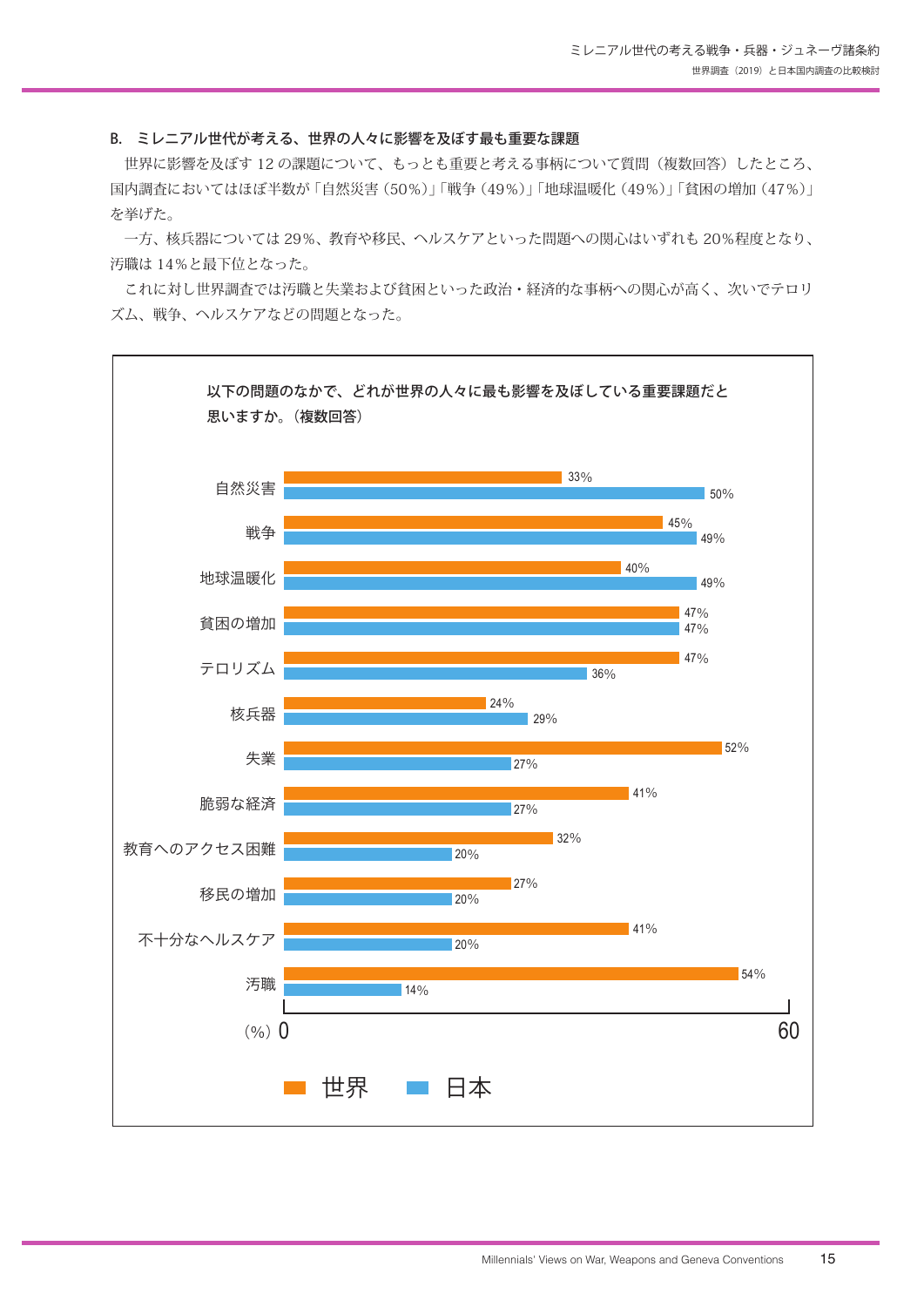### B. ミレニアル世代が考える、世界の人々に影響を及ぼす最も重要な課題

世界に影響を及ぼす 12 の課題について、もっとも重要と考える事柄について質問（複数回答）したところ、国内調査においてはほぼ半数が「自然災害（50%）」「戦争（49%）」「地球温暖化（49%）」「貧困の増加（47%）」を挙げげた。

一方、核兵器については 29%、教育や移民、ヘルスケアといった問題への関心はいずれも 20%程度となり、汚職は 14%と最下位となった。

これに対し世界調査では汚職と失業および貧困といった政治・経済的な事柄への関心が高く、次いでテロリズム、戦争、ヘルスケアなどの問題となった。

**以下の問題のなかで、どれが世界の人々に最も影響を及ぼしている重要課題だと思いますか。（複数回答）**

| 課題 | 世界 | 日本 |
| --- | --- | --- |
| 自然災害 | 33% | 50% |
| 戦争 | 45% | 49% |
| 地球温暖化 | 40% | 49% |
| 貧困の増加 | 47% | 47% |
| テロリズム | 47% | 36% |
| 核兵器 | 24% | 29% |
| 失業 | 52% | 27% |
| 脆弱な経済 | 41% | 27% |
| 教育へのアクセス困難 | 32% | 20% |
| 移民の増加 | 27% | 20% |
| 不十分なヘルスケア | 41% | 20% |
| 汚職 | 54% | 14% |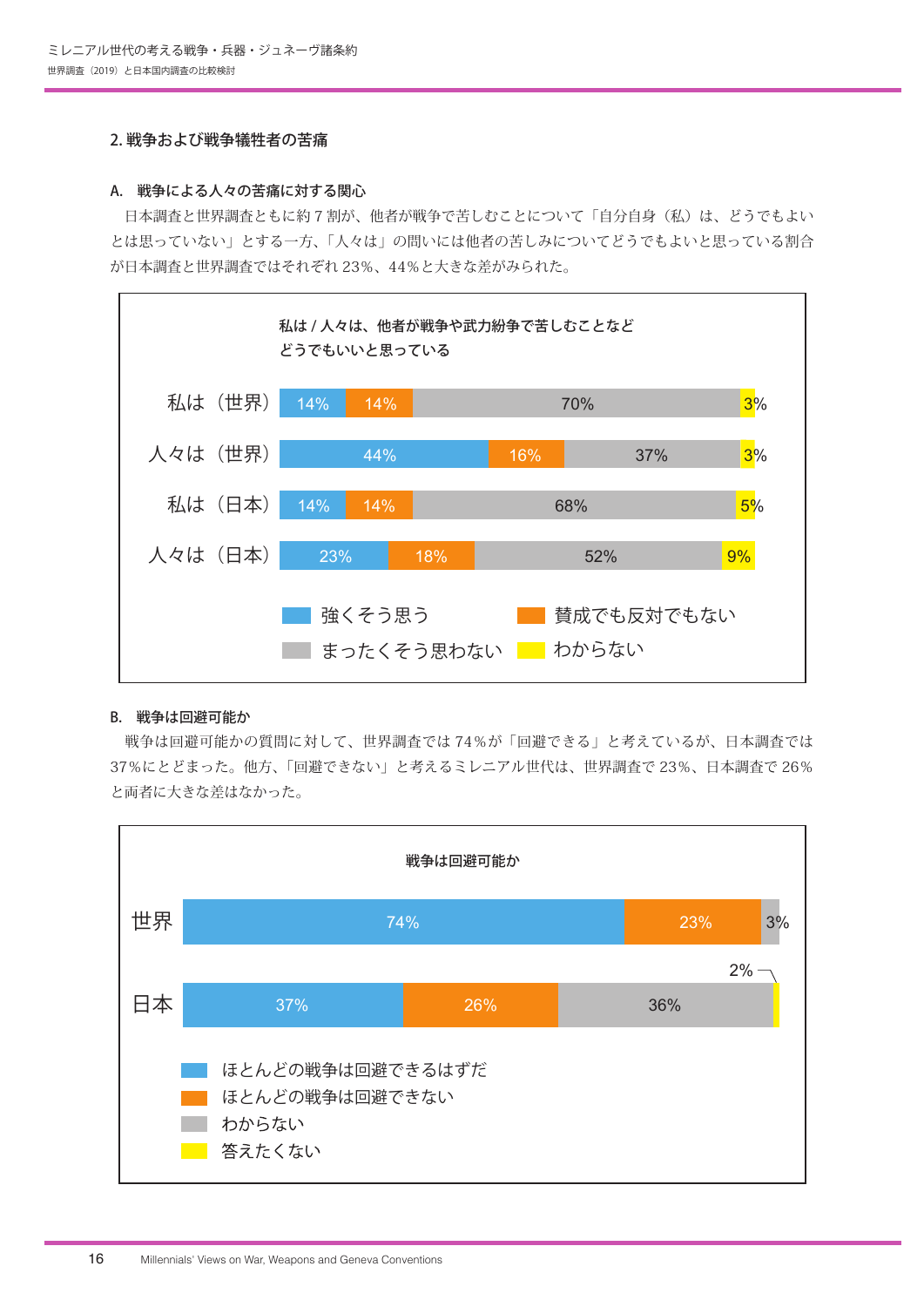## 2. 戦争および戦争犠牲者の苦痛

### A. 戦争による人々の苦痛に対する関心

日本調査と世界調査ともに約 7 割が、他者が戦争で苦しむことについて「自分自身（私）は、どうでもよいとは思っていない」とする一方、「人々は」の問いには他者の苦しみについてどうでもよいと思っている割合が日本調査と世界調査ではそれぞれ 23%、44%と大きな差がみられた。

**私は / 人々は、他者が戦争や武力紛争で苦しむことなどどうでもいいと思っている**

| | 強くそう思う | 賛成でも反対でもない | まったくそう思わない | わからない |
|---|---|---|---|---|
| 私は（世界） | 14% | 14% | 70% | 3% |
| 人々は（世界） | 44% | 16% | 37% | 3% |
| 私は（日本） | 14% | 14% | 68% | 5% |
| 人々は（日本） | 23% | 18% | 52% | 9% |

### B. 戦争は回避可能か

戦争は回避可能かの質問に対して、世界調査では 74%が「回避できる」と考えているが、日本調査では 37%にとどまった。他方、「回避できない」と考えるミレニアル世代は、世界調査で 23%、日本調査で 26%と両者に大きな差はなかった。

**戦争は回避可能か**

| | ほとんどの戦争は回避できるはずだ | ほとんどの戦争は回避できない | わからない | 答えたくない |
|---|---|---|---|---|
| 世界 | 74% | 23% | 3% | |
| 日本 | 37% | 26% | 36% | 2% |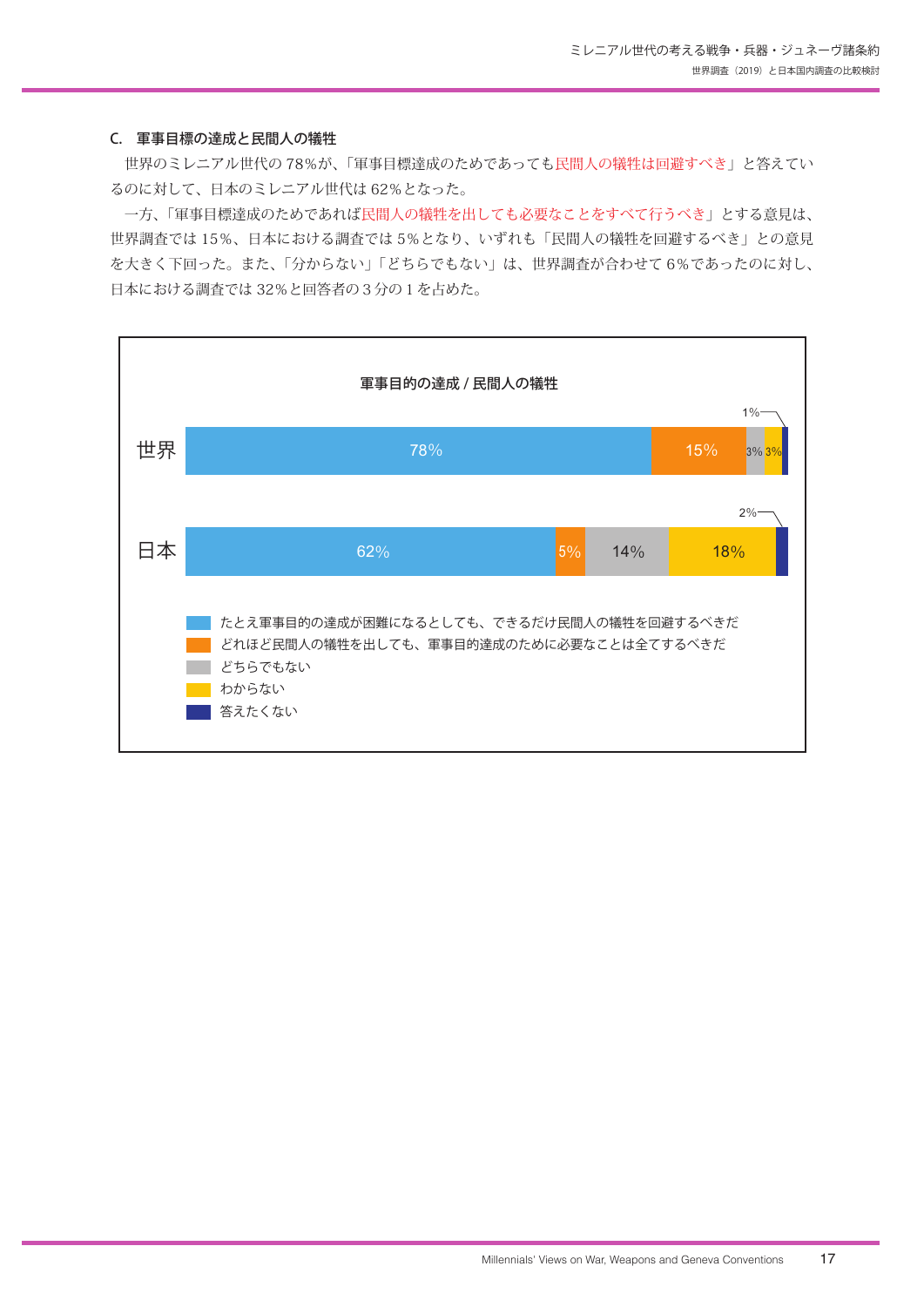### C. 軍事目標の達成と民間人の犠牲

世界のミレニアル世代の 78%が、「軍事目標達成のためであっても民間人の犠牲は回避すべき」と答えているのに対して、日本のミレニアル世代は 62%となった。

一方、「軍事目標達成のためであれば民間人の犠牲を出しても必要なことをすべて行うべき」とする意見は、世界調査では 15%、日本における調査では 5%となり、いずれも「民間人の犠牲を回避するべき」との意見を大きく下回った。また、「分からない」「どちらでもない」は、世界調査が合わせて 6%であったのに対し、日本における調査では 32%と回答者の 3 分の 1 を占めた。

**軍事目的の達成 / 民間人の犠牲**

| | たとえ軍事目的の達成が困難になるとしても、できるだけ民間人の犠牲を回避するべきだ | どれほど民間人の犠牲を出しても、軍事目的達成のために必要なことは全てするべきだ | どちらでもない | わからない | 答えたくない |
|---|---|---|---|---|---|
| 世界 | 78% | 15% | 3% | 3% | 1% |
| 日本 | 62% | 5% | 14% | 18% | 2% |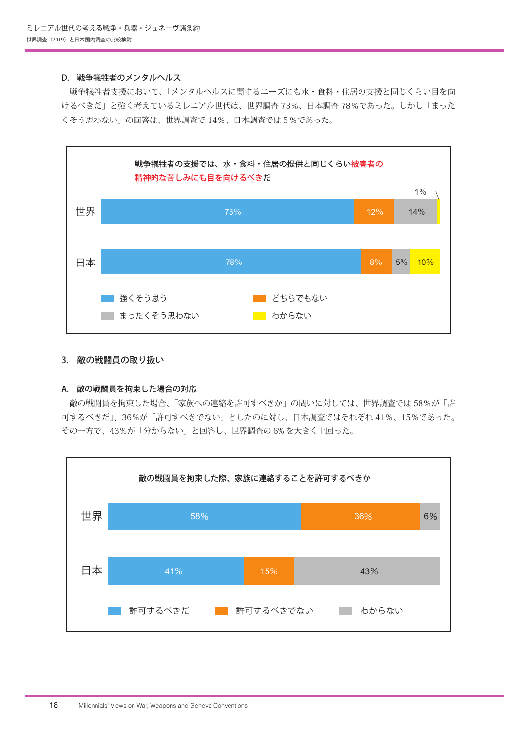### D. 戦争犠牲者のメンタルヘルス

戦争犠牲者支援において、「メンタルヘルスに関するニーズにも水・食料・住居の支援と同じくらい目を向けるべきだ」と強く考えているミレニアル世代は、世界調査 73%、日本調査 78%であった。しかし「まったくそう思わない」の回答は、世界調査で 14%、日本調査では 5 %であった。

**戦争犠牲者の支援では、水・食料・住居の提供と同じくらい被害者の精神的な苦しみにも目を向けるべきだ**

| | 強くそう思う | どちらでもない | まったくそう思わない | わからない |
|---|---|---|---|---|
| 世界 | 73% | 12% | 14% | 1% |
| 日本 | 78% | 8% | 5% | 10% |

## 3. 敵の戦闘員の取り扱い

### A. 敵の戦闘員を拘束した場合の対応

敵の戦闘員を拘束した場合、「家族への連絡を許可すべきか」の問いに対しては、世界調査では 58%が「許可するべきだ」、36%が「許可すべきでない」としたのに対し、日本調査ではそれぞれ 41%、15%であった。その一方で、43%が「分からない」と回答し、世界調査の 6% を大きく上回った。

**敵の戦闘員を拘束した際、家族に連絡することを許可するべきか**

| | 許可するべきだ | 許可するべきでない | わからない |
|---|---|---|---|
| 世界 | 58% | 36% | 6% |
| 日本 | 41% | 15% | 43% |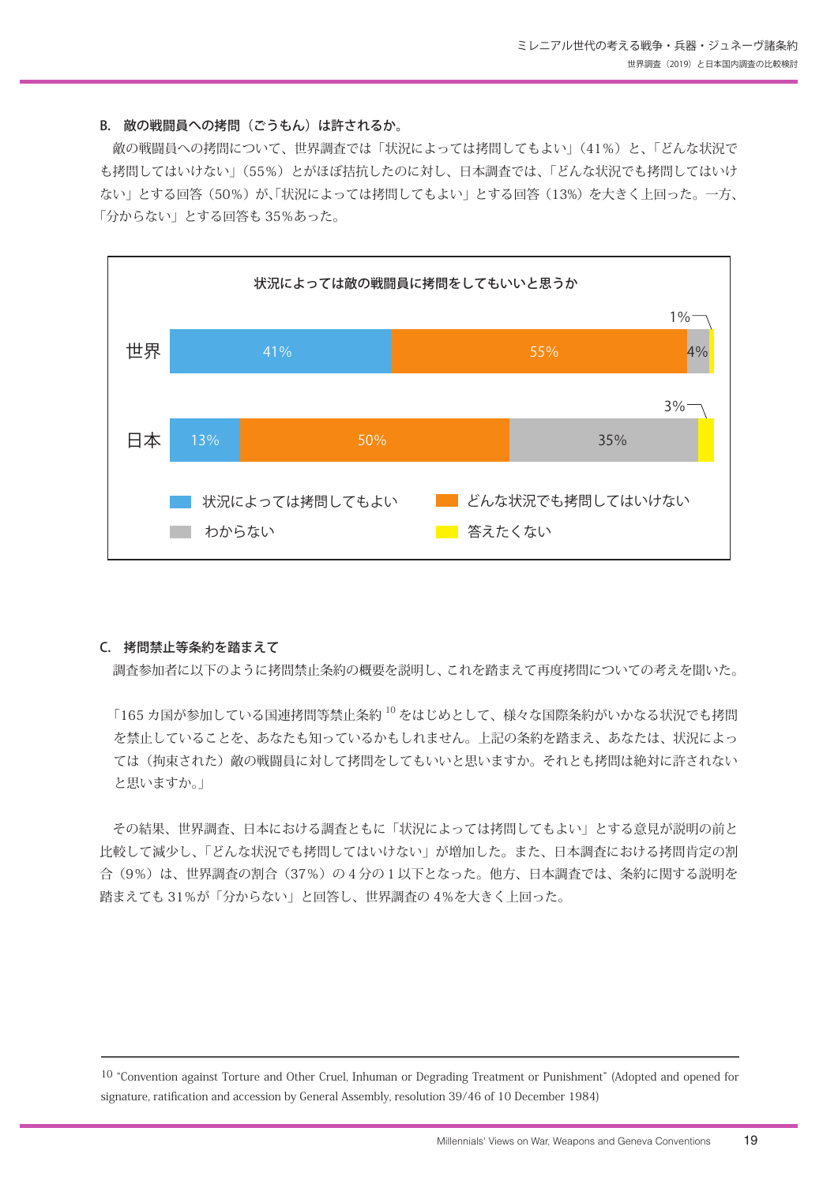### B. 敵の戦闘員への拷問（ごうもん）は許されるか。

敵の戦闘員への拷問について、世界調査では「状況によっては拷問してもよい」（41%）と、「どんな状況でも拷問してはいけない」（55%）とがほぼ拮抗したのに対し、日本調査では、「どんな状況でも拷問してはいけない」とする回答（50%）が、「状況によっては拷問してもよい」とする回答（13%）を大きく上回った。一方、「分からない」とする回答も 35%あった。

**状況によっては敵の戦闘員に拷問をしてもいいと思うか**

| | 状況によっては拷問してもよい | どんな状況でも拷問してはいけない | わからない | 答えたくない |
|---|---|---|---|---|
| 世界 | 41% | 55% | 4% | 1% |
| 日本 | 13% | 50% | 35% | 3% |

### C. 拷問禁止等条約を踏まえて

調査参加者に以下のように拷問禁止条約の概要を説明し、これを踏まえて再度拷問についての考えを聞いた。

「165 カ国が参加している国連拷問等禁止条約[10]をはじめとして、様々な国際条約がいかなる状況でも拷問を禁止していることを、あなたも知っているかもしれません。上記の条約を踏まえ、あなたは、状況によっては（拘束された）敵の戦闘員に対して拷問をしてもいいと思いますか。それとも拷問は絶対に許されないと思いますか。」

その結果、世界調査、日本における調査ともに「状況によっては拷問してもよい」とする意見が説明の前と比較して減少し、「どんな状況でも拷問してはいけない」が増加した。また、日本調査における拷問肯定の割合（9%）は、世界調査の割合（37%）の 4 分の 1 以下となった。他方、日本調査では、条約に関する説明を踏まえても 31%が「分からない」と回答し、世界調査の 4%を大きく上回った。

---

10 "Convention against Torture and Other Cruel, Inhuman or Degrading Treatment or Punishment" (Adopted and opened for signature, ratification and accession by General Assembly, resolution 39/46 of 10 December 1984)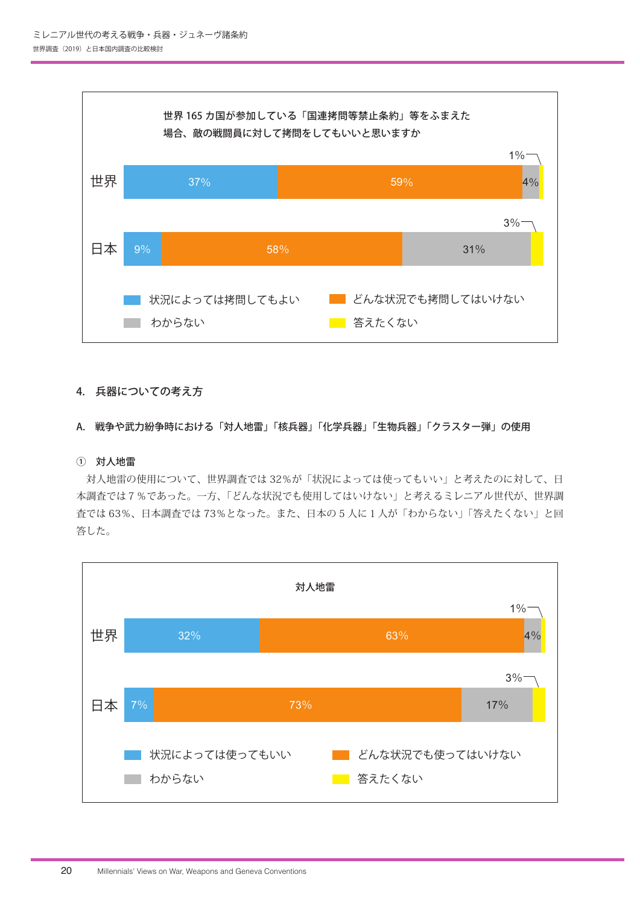世界 165 カ国が参加している「国連拷問等禁止条約」等をふまえた場合、敵の戦闘員に対して拷問をしてもいいと思いますか

| | 状況によっては拷問してもよい | どんな状況でも拷問してはいけない | わからない | 答えたくない |
|---|---|---|---|---|
| 世界 | 37% | 59% | 4% | 1% |
| 日本 | 9% | 58% | 31% | 3% |

## 4. 兵器についての考え方

### A. 戦争や武力紛争時における「対人地雷」「核兵器」「化学兵器」「生物兵器」「クラスター弾」の使用

#### ① 対人地雷

対人地雷の使用について、世界調査では 32％が「状況によっては使ってもいい」と考えたのに対して、日本調査では７％であった。一方、「どんな状況でも使用してはいけない」と考えるミレニアル世代が、世界調査では 63％、日本調査では 73％となった。また、日本の５人に１人が「わからない」「答えたくない」と回答した。

対人地雷

| | 状況によっては使ってもいい | どんな状況でも使ってはいけない | わからない | 答えたくない |
|---|---|---|---|---|
| 世界 | 32% | 63% | 4% | 1% |
| 日本 | 7% | 73% | 17% | 3% |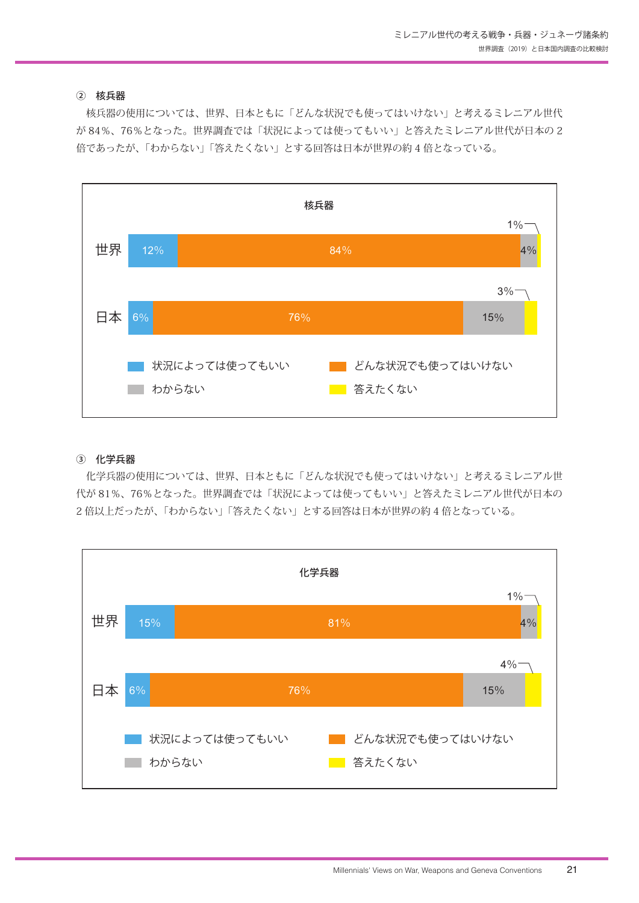### ② 核兵器

核兵器の使用については、世界、日本ともに「どんな状況でも使ってはいけない」と考えるミレニアル世代が84％、76％となった。世界調査では「状況によっては使ってもいい」と答えたミレニアル世代が日本の2倍であったが、「わからない」「答えたくない」とする回答は日本が世界の約4倍となっている。

**核兵器**

| | 状況によっては使ってもいい | どんな状況でも使ってはいけない | わからない | 答えたくない |
|---|---|---|---|---|
| 世界 | 12% | 84% | 4% | 1% |
| 日本 | 6% | 76% | 15% | 3% |

### ③ 化学兵器

化学兵器の使用については、世界、日本ともに「どんな状況でも使ってはいけない」と考えるミレニアル世代が81％、76％となった。世界調査では「状況によっては使ってもいい」と答えたミレニアル世代が日本の2倍以上だったが、「わからない」「答えたくない」とする回答は日本が世界の約4倍となっている。

**化学兵器**

| | 状況によっては使ってもいい | どんな状況でも使ってはいけない | わからない | 答えたくない |
|---|---|---|---|---|
| 世界 | 15% | 81% | 4% | 1% |
| 日本 | 6% | 76% | 15% | 4% |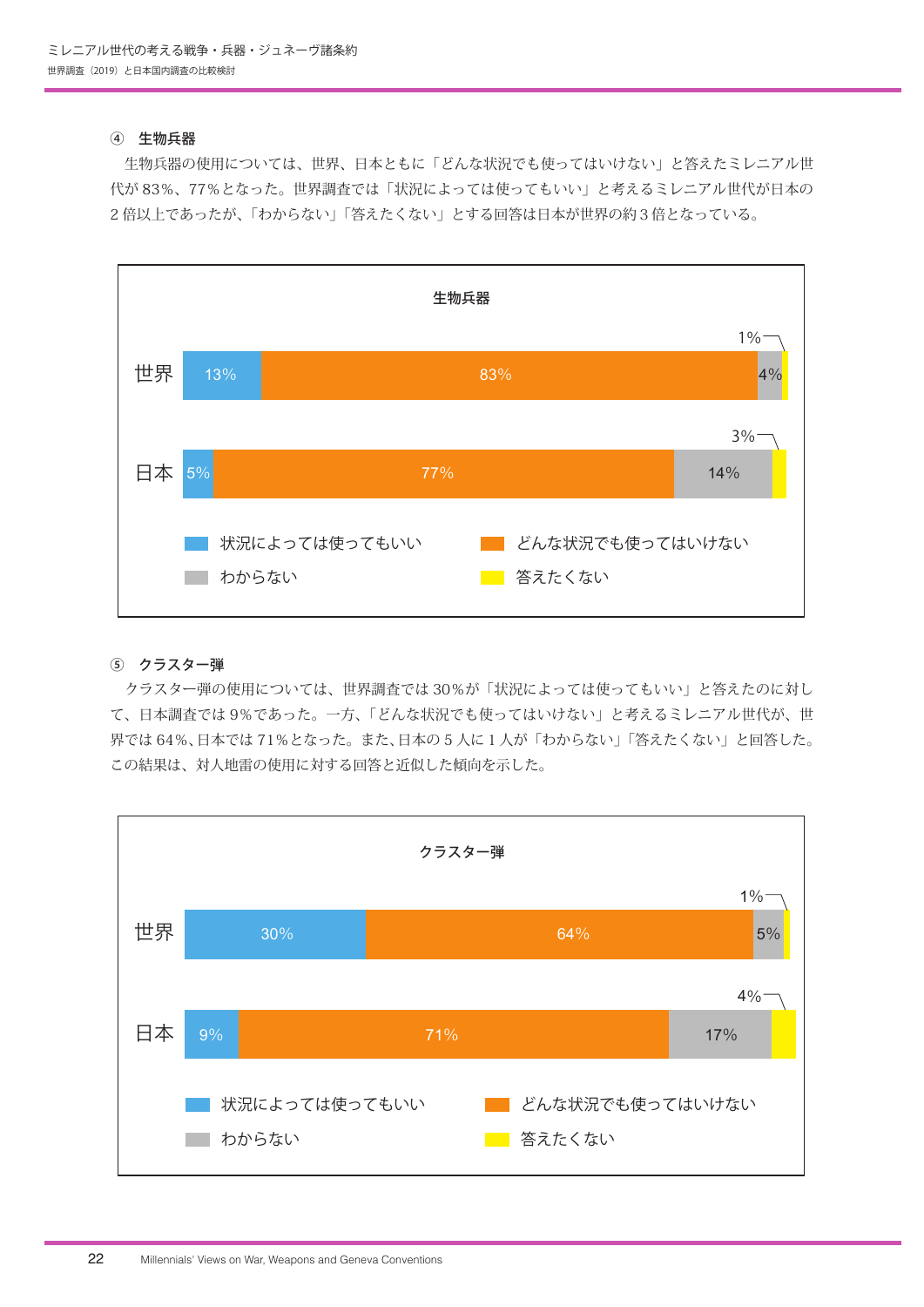#### ④　生物兵器

生物兵器の使用については、世界、日本ともに「どんな状況でも使ってはいけない」と答えたミレニアル世代が 83%、77%となった。世界調査では「状況によっては使ってもいい」と考えるミレニアル世代が日本の 2 倍以上であったが、「わからない」「答えたくない」とする回答は日本が世界の約 3 倍となっている。

**生物兵器**

| | 状況によっては使ってもいい | どんな状況でも使ってはいけない | わからない | 答えたくない |
|---|---|---|---|---|
| 世界 | 13% | 83% | 4% | 1% |
| 日本 | 5% | 77% | 14% | 3% |

#### ⑤　クラスター弾

クラスター弾の使用については、世界調査では 30%が「状況によっては使ってもいい」と答えたのに対して、日本調査では 9%であった。一方、「どんな状況でも使ってはいけない」と考えるミレニアル世代が、世界では 64%、日本では 71%となった。また、日本の 5 人に 1 人が「わからない」「答えたくない」と回答した。この結果は、対人地雷の使用に対する回答と近似した傾向を示した。

**クラスター弾**

| | 状況によっては使ってもいい | どんな状況でも使ってはいけない | わからない | 答えたくない |
|---|---|---|---|---|
| 世界 | 30% | 64% | 5% | 1% |
| 日本 | 9% | 71% | 17% | 4% |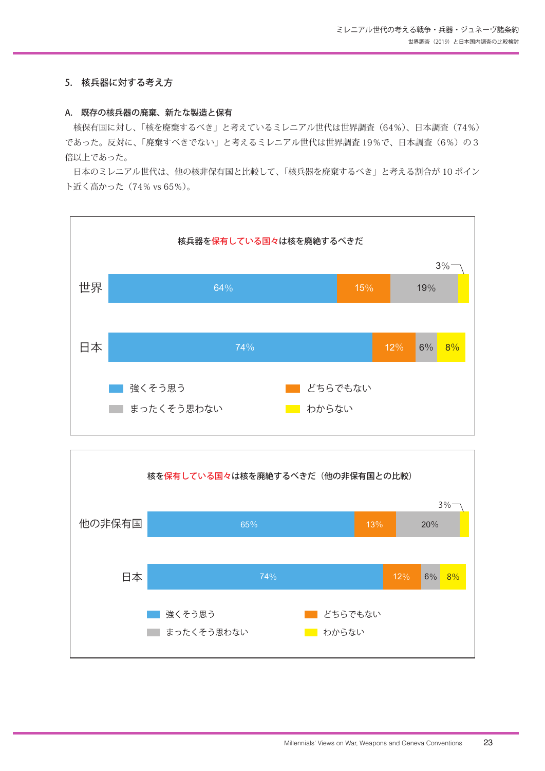## 5. 核兵器に対する考え方

### A. 既存の核兵器の廃棄、新たな製造と保有

核保有国に対し、「核を廃棄するべき」と考えているミレニアル世代は世界調査（64%）、日本調査（74%）であった。反対に、「廃棄すべきでない」と考えるミレニアル世代は世界調査 19%で、日本調査（6%）の３倍以上であった。

日本のミレニアル世代は、他の核非保有国と比較して、「核兵器を廃棄するべき」と考える割合が 10 ポイント近く高かった（74% vs 65%）。

**核兵器を保有している国々は核を廃絶するべきだ**

| | 強くそう思う | どちらでもない | まったくそう思わない | わからない |
|---|---|---|---|---|
| 世界 | 64% | 15% | 19% | 3% |
| 日本 | 74% | 12% | 6% | 8% |

**核を保有している国々は核を廃絶するべきだ（他の非保有国との比較）**

| | 強くそう思う | どちらでもない | まったくそう思わない | わからない |
|---|---|---|---|---|
| 他の非保有国 | 65% | 13% | 20% | 3% |
| 日本 | 74% | 12% | 6% | 8% |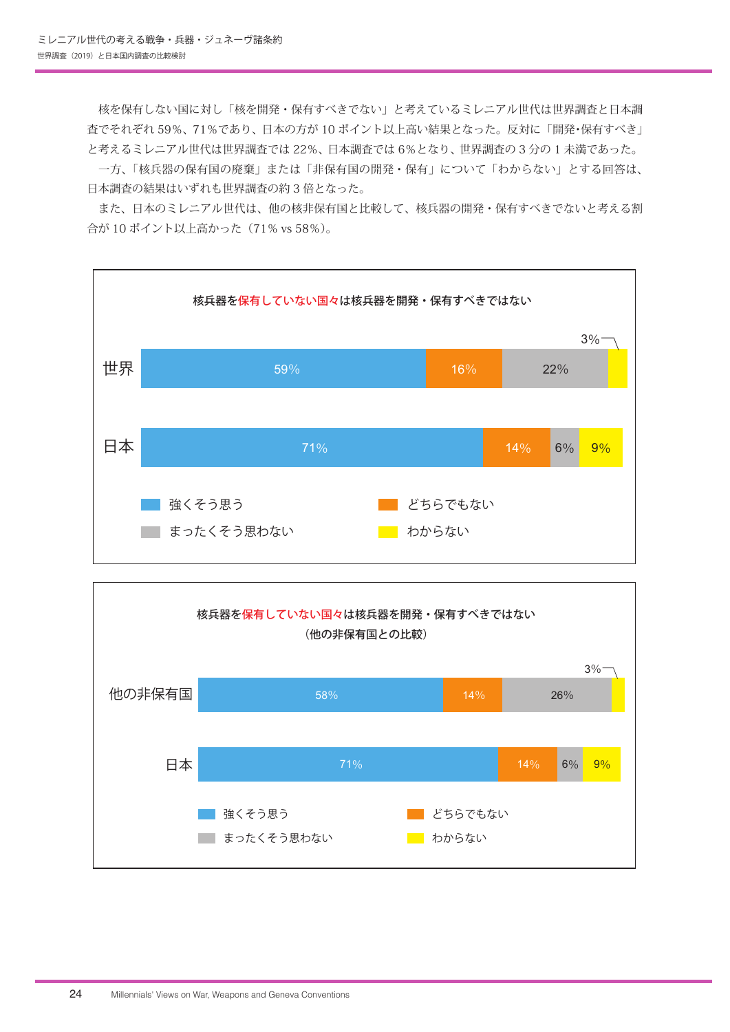核を保有しない国に対し「核を開発・保有すべきでない」と考えているミレニアル世代は世界調査と日本調査でそれぞれ59%、71%であり、日本の方が10ポイント以上高い結果となった。反対に「開発・保有すべき」と考えるミレニアル世代は世界調査では22%、日本調査では6%となり、世界調査の3分の1未満であった。

一方、「核兵器の保有国の廃棄」または「非保有国の開発・保有」について「わからない」とする回答は、日本調査の結果はいずれも世界調査の約3倍となった。

また、日本のミレニアル世代は、他の核非保有国と比較して、核兵器の開発・保有すべきでないと考える割合が10ポイント以上高かった（71% vs 58%）。

**核兵器を保有していない国々は核兵器を開発・保有すべきではない**

|  | 強くそう思う | どちらでもない | まったくそう思わない | わからない |
| --- | --- | --- | --- | --- |
| 世界 | 59% | 16% | 22% | 3% |
| 日本 | 71% | 14% | 6% | 9% |

**核兵器を保有していない国々は核兵器を開発・保有すべきではない（他の非保有国との比較）**

|  | 強くそう思う | どちらでもない | まったくそう思わない | わからない |
| --- | --- | --- | --- | --- |
| 他の非保有国 | 58% | 14% | 26% | 3% |
| 日本 | 71% | 14% | 6% | 9% |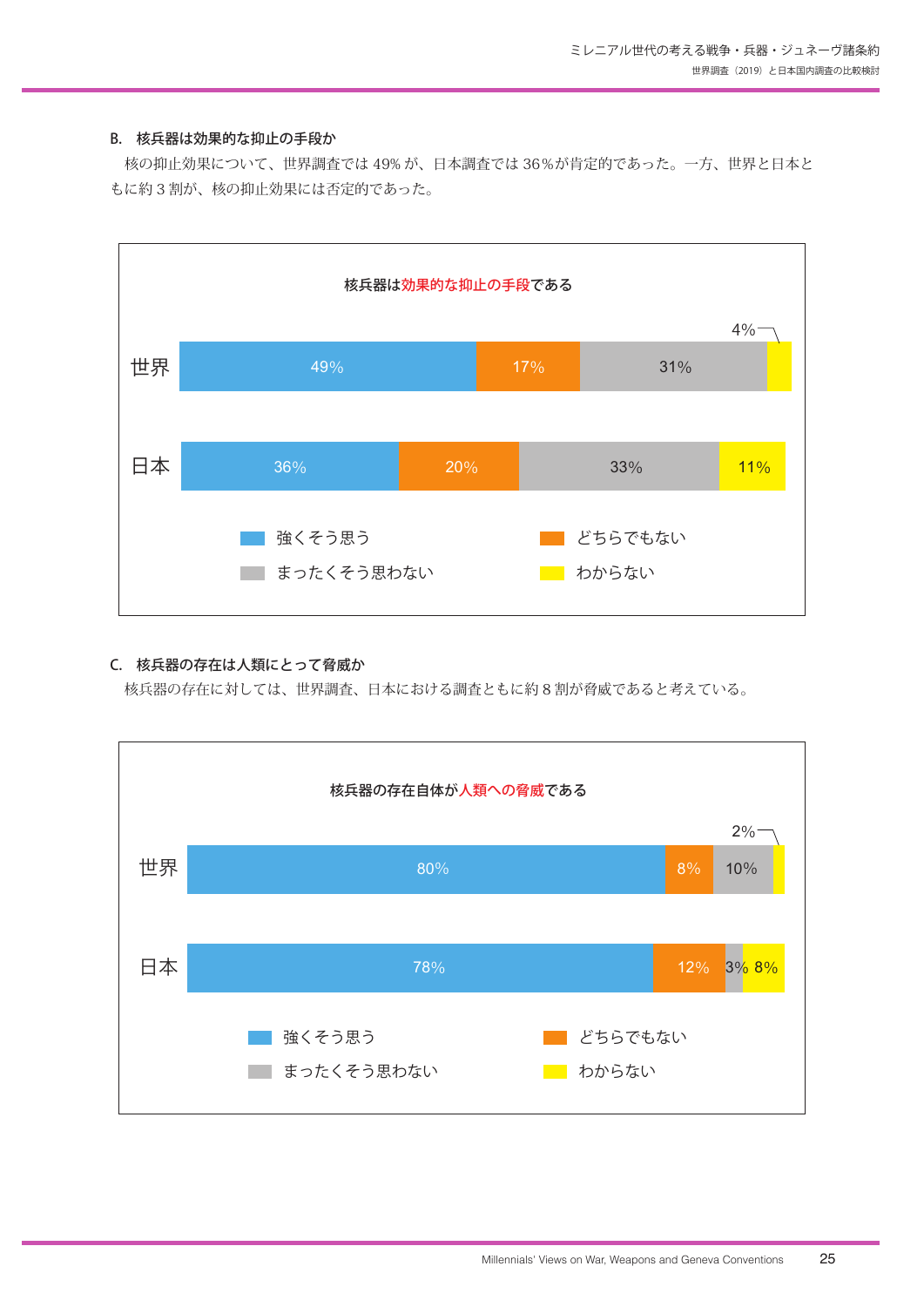### B. 核兵器は効果的な抑止の手段か

核の抑止効果について、世界調査では 49% が、日本調査では 36%が肯定的であった。一方、世界と日本ともに約 3 割が、核の抑止効果には否定的であった。

**核兵器は効果的な抑止の手段である**

| | 強くそう思う | どちらでもない | まったくそう思わない | わからない |
|---|---|---|---|---|
| 世界 | 49% | 17% | 31% | 4% |
| 日本 | 36% | 20% | 33% | 11% |

### C. 核兵器の存在は人類にとって脅威か

核兵器の存在に対しては、世界調査、日本における調査ともに約 8 割が脅威であると考えている。

**核兵器の存在自体が人類への脅威である**

| | 強くそう思う | どちらでもない | まったくそう思わない | わからない |
|---|---|---|---|---|
| 世界 | 80% | 8% | 10% | 2% |
| 日本 | 78% | 12% | 3% | 8% |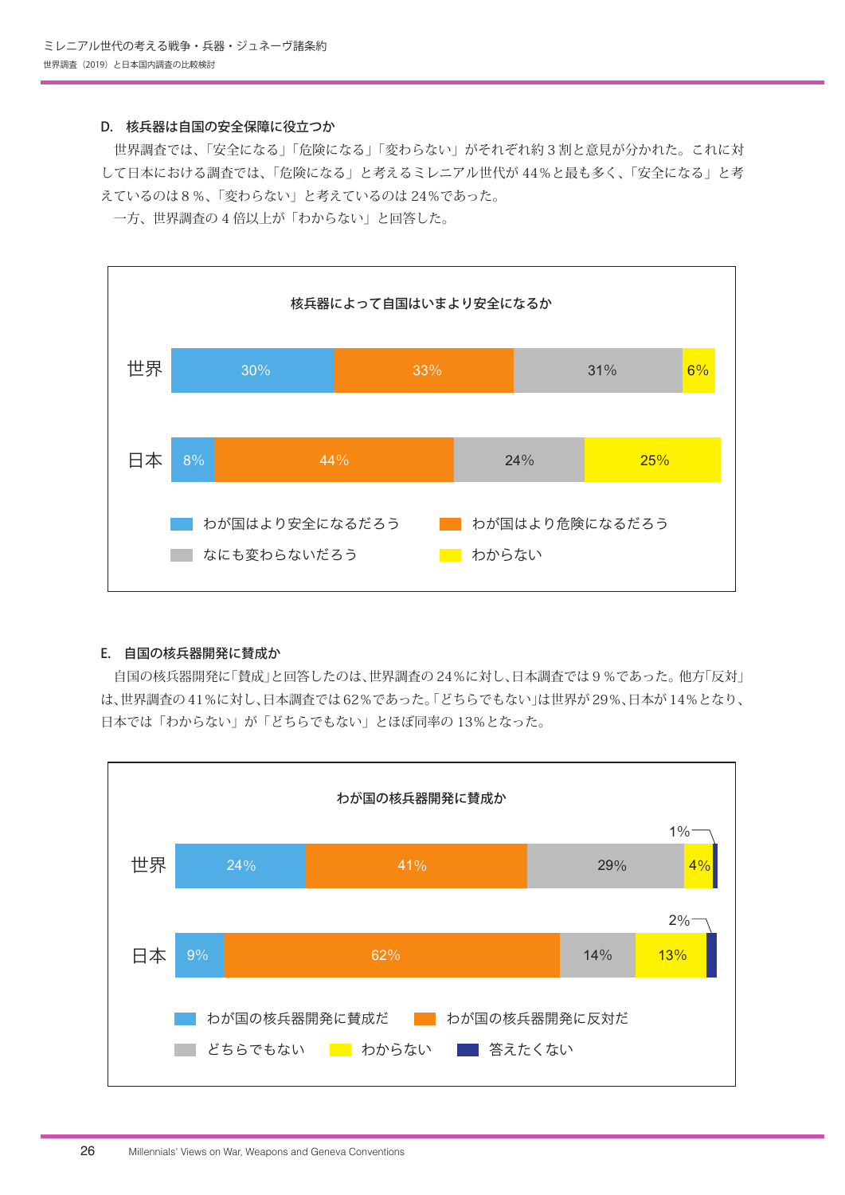## D. 核兵器は自国の安全保障に役立つか

世界調査では、「安全になる」「危険になる」「変わらない」がそれぞれ約３割と意見が分かれた。これに対して日本における調査では、「危険になる」と考えるミレニアル世代が 44％と最も多く、「安全になる」と考えているのは８％、「変わらない」と考えているのは 24％であった。

一方、世界調査の４倍以上が「わからない」と回答した。

**核兵器によって自国はいまより安全になるか**

| | わが国はより安全になるだろう | わが国はより危険になるだろう | なにも変わらないだろう | わからない |
|---|---|---|---|---|
| 世界 | 30% | 33% | 31% | 6% |
| 日本 | 8% | 44% | 24% | 25% |

## E. 自国の核兵器開発に賛成か

自国の核兵器開発に「賛成」と回答したのは、世界調査の 24％に対し、日本調査では９％であった。他方「反対」は、世界調査の 41％に対し、日本調査では 62％であった。「どちらでもない」は世界が 29％、日本が 14％となり、日本では「わからない」が「どちらでもない」とほぼ同率の 13％となった。

**わが国の核兵器開発に賛成か**

| | わが国の核兵器開発に賛成だ | わが国の核兵器開発に反対だ | どちらでもない | わからない | 答えたくない |
|---|---|---|---|---|---|
| 世界 | 24% | 41% | 29% | 4% | 1% |
| 日本 | 9% | 62% | 14% | 13% | 2% |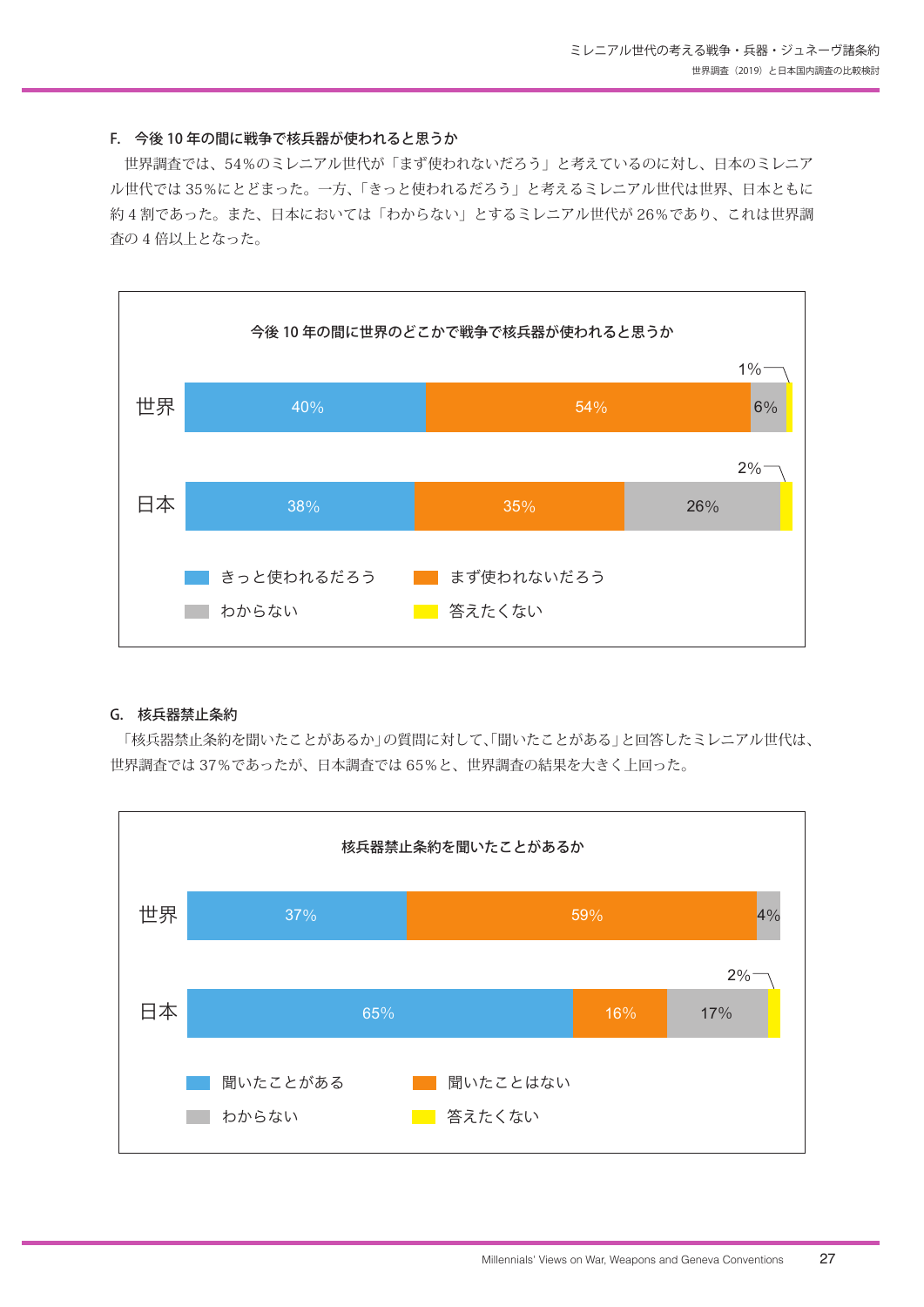## F. 今後 10 年の間に戦争で核兵器が使われると思うか

世界調査では、54%のミレニアル世代が「まず使われないだろう」と考えているのに対し、日本のミレニアル世代では 35%にとどまった。一方、「きっと使われるだろう」と考えるミレニアル世代は世界、日本ともに約 4 割であった。また、日本においては「わからない」とするミレニアル世代が 26%であり、これは世界調査の 4 倍以上となった。

**今後 10 年の間に世界のどこかで戦争で核兵器が使われると思うか**

| | きっと使われるだろう | まず使われないだろう | わからない | 答えたくない |
|---|---|---|---|---|
| 世界 | 40% | 54% | 6% | 1% |
| 日本 | 38% | 35% | 26% | 2% |

## G. 核兵器禁止条約

「核兵器禁止条約を聞いたことがあるか」の質問に対して、「聞いたことがある」と回答したミレニアル世代は、世界調査では 37%であったが、日本調査では 65%と、世界調査の結果を大きく上回った。

**核兵器禁止条約を聞いたことがあるか**

| | 聞いたことがある | 聞いたことはない | わからない | 答えたくない |
|---|---|---|---|---|
| 世界 | 37% | 59% | 4% | |
| 日本 | 65% | 16% | 17% | 2% |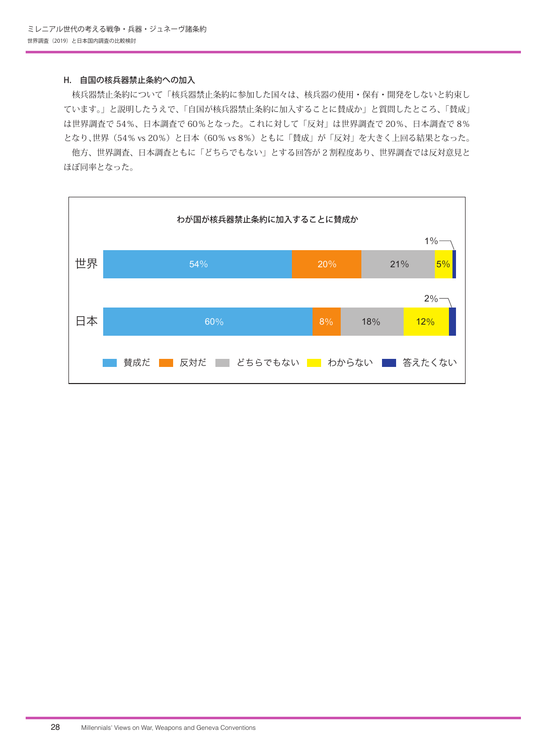### H. 自国の核兵器禁止条約への加入

核兵器禁止条約について「核兵器禁止条約に参加した国々は、核兵器の使用・保有・開発をしないと約束しています。」と説明したうえで、「自国が核兵器禁止条約に加入することに賛成か」と質問したところ、「賛成」は世界調査で 54%、日本調査で 60%となった。これに対して「反対」は世界調査で 20%、日本調査で 8%となり、世界（54% vs 20%）と日本（60% vs 8%）ともに「賛成」が「反対」を大きく上回る結果となった。

他方、世界調査、日本調査ともに「どちらでもない」とする回答が 2 割程度あり、世界調査では反対意見とほぼ同率となった。

**わが国が核兵器禁止条約に加入することに賛成か**

| | 賛成だ | 反対だ | どちらでもない | わからない | 答えたくない |
|---|---|---|---|---|---|
| 世界 | 54% | 20% | 21% | 5% | 1% |
| 日本 | 60% | 8% | 18% | 12% | 2% |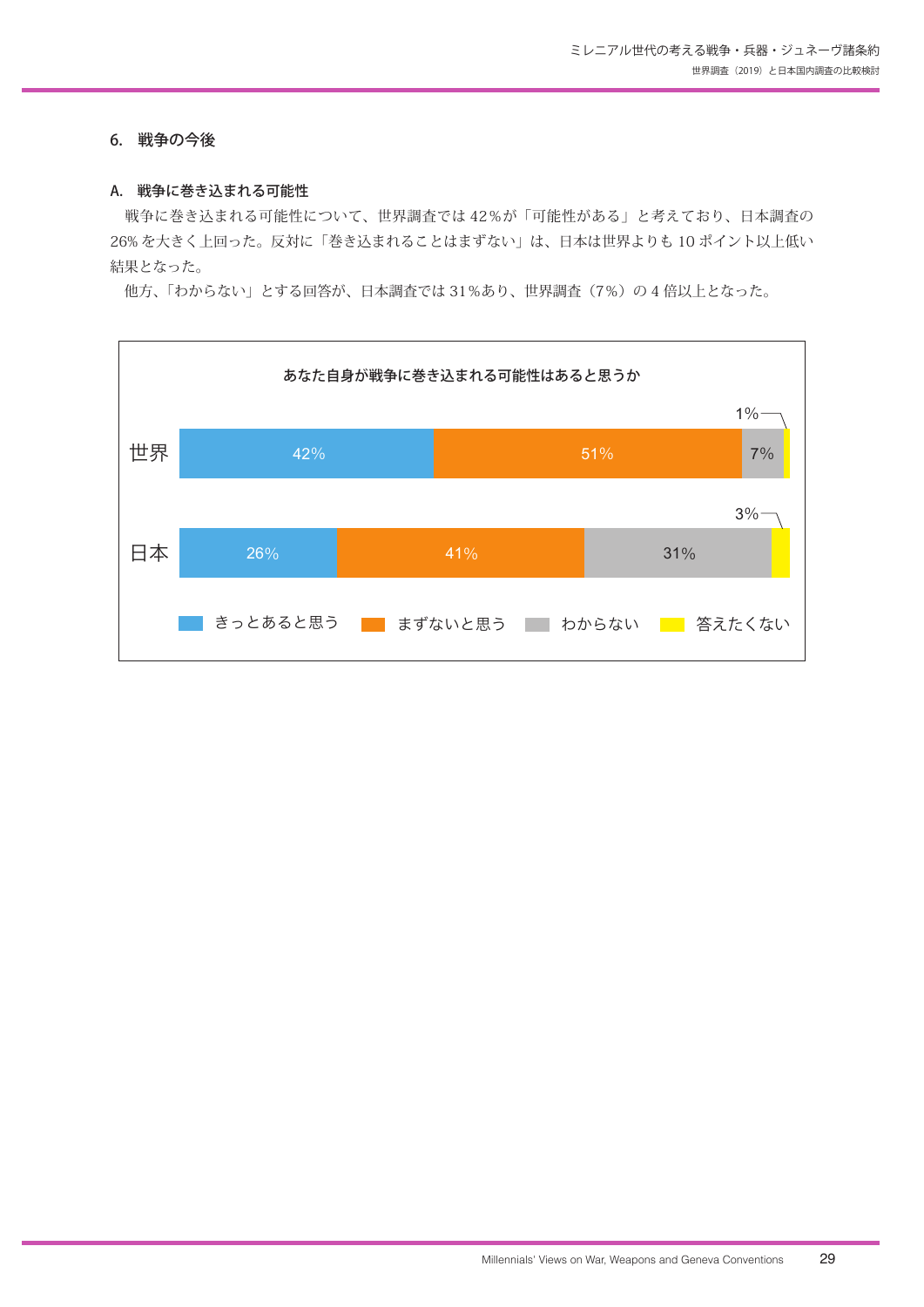## 6. 戦争の今後

### A. 戦争に巻き込まれる可能性

戦争に巻き込まれる可能性について、世界調査では42%が「可能性がある」と考えており、日本調査の26%を大きく上回った。反対に「巻き込まれることはまずない」は、日本は世界よりも10ポイント以上低い結果となった。

他方、「わからない」とする回答が、日本調査では31%あり、世界調査（7%）の4倍以上となった。

**あなた自身が戦争に巻き込まれる可能性はあると思うか**

| | きっとあると思う | まずないと思う | わからない | 答えたくない |
|---|---|---|---|---|
| 世界 | 42% | 51% | 7% | 1% |
| 日本 | 26% | 41% | 31% | 3% |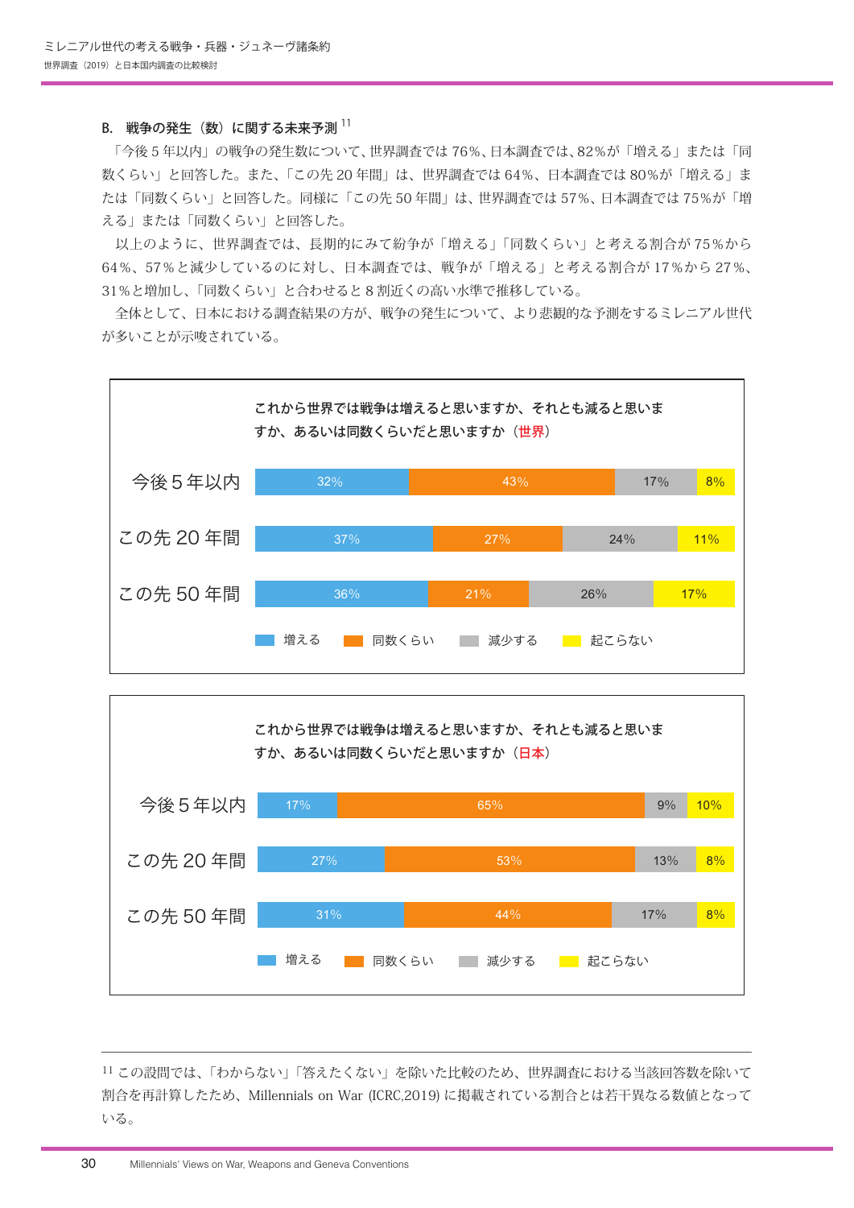### B. 戦争の発生（数）に関する未来予測[11]

「今後５年以内」の戦争の発生数について、世界調査では 76%、日本調査では、82%が「増える」または「同数くらい」と回答した。また、「この先 20 年間」は、世界調査では 64%、日本調査では 80%が「増える」または「同数くらい」と回答した。同様に「この先 50 年間」は、世界調査では 57%、日本調査では 75%が「増える」または「同数くらい」と回答した。

以上のように、世界調査では、長期的にみて紛争が「増える」「同数くらい」と考える割合が 75%から 64%、57%と減少しているのに対し、日本調査では、戦争が「増える」と考える割合が 17%から 27%、31%と増加し、「同数くらい」と合わせると８割近くの高い水準で推移している。

全体として、日本における調査結果の方が、戦争の発生について、より悲観的な予測をするミレニアル世代が多いことが示唆されている。

**これから世界では戦争は増えると思いますか、それとも減ると思いますか、あるいは同数くらいだと思いますか（世界）**

| | 増える | 同数くらい | 減少する | 起こらない |
|---|---|---|---|---|
| 今後５年以内 | 32% | 43% | 17% | 8% |
| この先 20 年間 | 37% | 27% | 24% | 11% |
| この先 50 年間 | 36% | 21% | 26% | 17% |

**これから世界では戦争は増えると思いますか、それとも減ると思いますか、あるいは同数くらいだと思いますか（日本）**

| | 増える | 同数くらい | 減少する | 起こらない |
|---|---|---|---|---|
| 今後５年以内 | 17% | 65% | 9% | 10% |
| この先 20 年間 | 27% | 53% | 13% | 8% |
| この先 50 年間 | 31% | 44% | 17% | 8% |

---

[11] この設問では、「わからない」「答えたくない」を除いた比較のため、世界調査における当該回答数を除いて割合を再計算したため、Millennials on War (ICRC,2019) に掲載されている割合とは若干異なる数値となっている。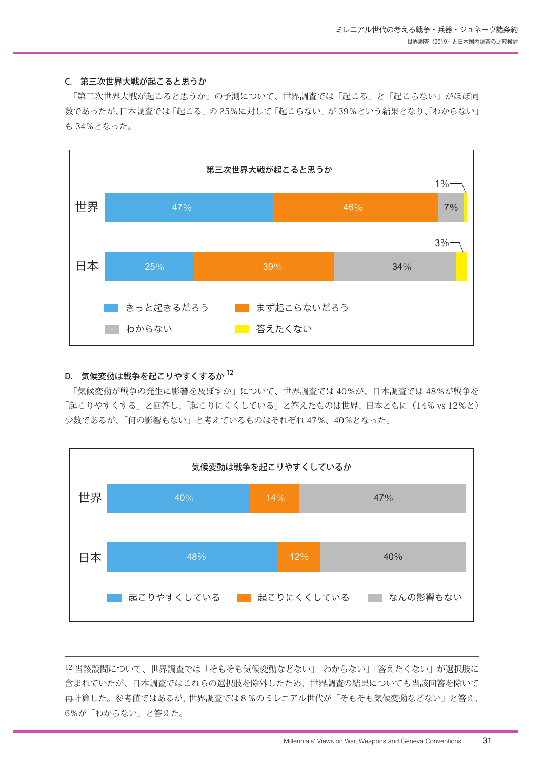### C. 第三次世界大戦が起こると思うか

「第三次世界大戦が起こると思うか」の予測について、世界調査では「起こる」と「起こらない」がほぼ同数であったが、日本調査では「起こる」の25%に対して「起こらない」が39%という結果となり、「わからない」も34%となった。

**第三次世界大戦が起こると思うか**

| | きっと起きるだろう | まず起こらないだろう | わからない | 答えたくない |
|---|---|---|---|---|
| 世界 | 47% | 46% | 7% | 1% |
| 日本 | 25% | 39% | 34% | 3% |

### D. 気候変動は戦争を起こりやすくするか[12]

「気候変動が戦争の発生に影響を及ぼすか」について、世界調査では40%が、日本調査では48%が戦争を「起こりやすくする」と回答し、「起こりにくくしている」と答えたものは世界、日本ともに（14% vs 12%と）少数であるが、「何の影響もない」と考えているものはそれぞれ47%、40%となった。

**気候変動は戦争を起こりやすくしているか**

| | 起こりやすくしている | 起こりにくくしている | なんの影響もない |
|---|---|---|---|
| 世界 | 40% | 14% | 47% |
| 日本 | 48% | 12% | 40% |

---

[12] 当該設問について、世界調査では「そもそも気候変動などない」「わからない」「答えたくない」が選択肢に含まれていたが、日本調査ではこれらの選択肢を除外したため、世界調査の結果についても当該回答を除いて再計算した。参考値ではあるが、世界調査では８%のミレニアル世代が「そもそも気候変動などない」と答え、6%が「わからない」と答えた。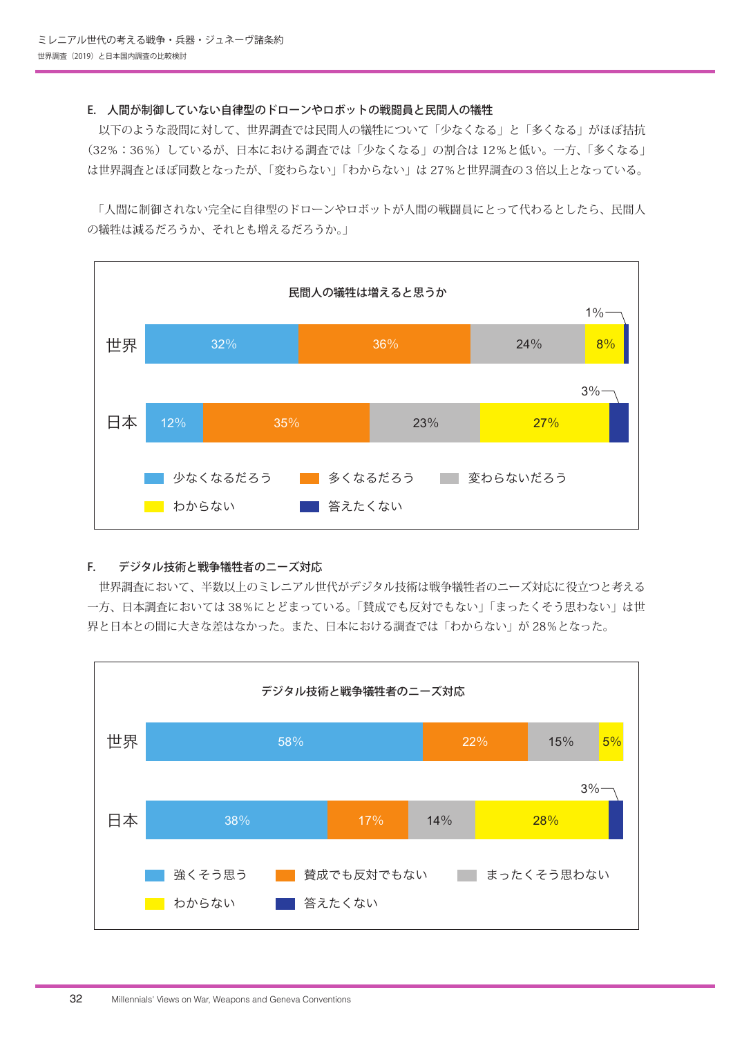### E. 人間が制御していない自律型のドローンやロボットの戦闘員と民間人の犠牲

以下のような設問に対して、世界調査では民間人の犠牲について「少なくなる」と「多くなる」がほぼ拮抗（32％：36％）しているが、日本における調査では「少なくなる」の割合は12％と低い。一方、「多くなる」は世界調査とほぼ同数となったが、「変わらない」「わからない」は27％と世界調査の3倍以上となっている。

「人間に制御されない完全に自律型のドローンやロボットが人間の戦闘員にとって代わるとしたら、民間人の犠牲は減るだろうか、それとも増えるだろうか。」

**民間人の犠牲は増えると思うか**

| | 少なくなるだろう | 多くなるだろう | 変わらないだろう | わからない | 答えたくない |
|---|---|---|---|---|---|
| 世界 | 32% | 36% | 24% | 8% | 1% |
| 日本 | 12% | 35% | 23% | 27% | 3% |

### F. デジタル技術と戦争犠牲者のニーズ対応

世界調査において、半数以上のミレニアル世代がデジタル技術は戦争犠牲者のニーズ対応に役立つと考える一方、日本調査においては38％にとどまっている。「賛成でも反対でもない」「まったくそう思わない」は世界と日本との間に大きな差はなかった。また、日本における調査では「わからない」が28％となった。

**デジタル技術と戦争犠牲者のニーズ対応**

| | 強くそう思う | 賛成でも反対でもない | まったくそう思わない | わからない | 答えたくない |
|---|---|---|---|---|---|
| 世界 | 58% | 22% | 15% | 5% | |
| 日本 | 38% | 17% | 14% | 28% | 3% |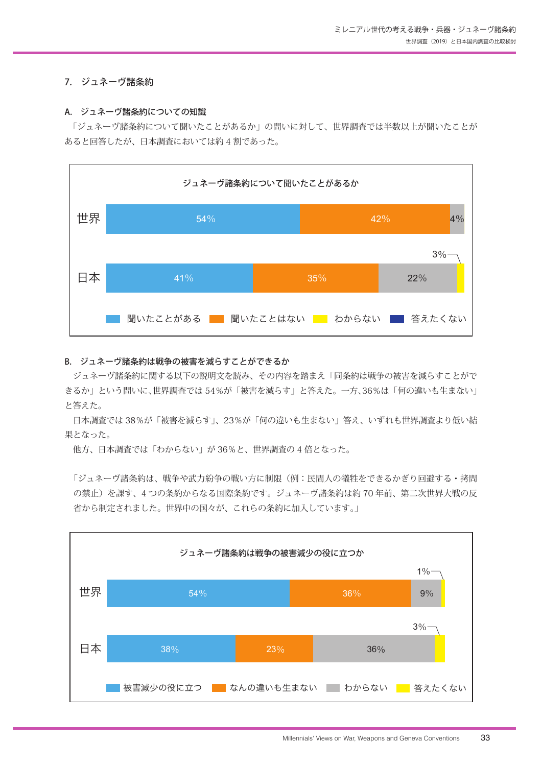## 7. ジュネーヴ諸条約

### A. ジュネーヴ諸条約についての知識

「ジュネーヴ諸条約について聞いたことがあるか」の問いに対して、世界調査では半数以上が聞いたことがあると回答したが、日本調査においては約 4 割であった。

**ジュネーヴ諸条約について聞いたことがあるか**

| | 聞いたことがある | 聞いたことはない | わからない | 答えたくない |
|---|---|---|---|---|
| 世界 | 54% | 42% | 4% | |
| 日本 | 41% | 35% | 22% | 3% |

### B. ジュネーヴ諸条約は戦争の被害を減らすことができるか

ジュネーヴ諸条約に関する以下の説明文を読み、その内容を踏まえ「同条約は戦争の被害を減らすことができるか」という問いに、世界調査では 54%が「被害を減らす」と答えた。一方、36%は「何の違いも生まない」と答えた。

日本調査では 38%が「被害を減らす」、23%が「何の違いも生まない」答え、いずれも世界調査より低い結果となった。

他方、日本調査では「わからない」が 36%と、世界調査の 4 倍となった。

「ジュネーヴ諸条約は、戦争や武力紛争の戦い方に制限（例：民間人の犠牲をできるかぎり回避する・拷問の禁止）を課す、4 つの条約からなる国際条約です。ジュネーヴ諸条約は約 70 年前、第二次世界大戦の反省から制定されました。世界中の国々が、これらの条約に加入しています。」

**ジュネーヴ諸条約は戦争の被害減少の役に立つか**

| | 被害減少の役に立つ | なんの違いも生まない | わからない | 答えたくない |
|---|---|---|---|---|
| 世界 | 54% | 36% | 9% | 1% |
| 日本 | 38% | 23% | 36% | 3% |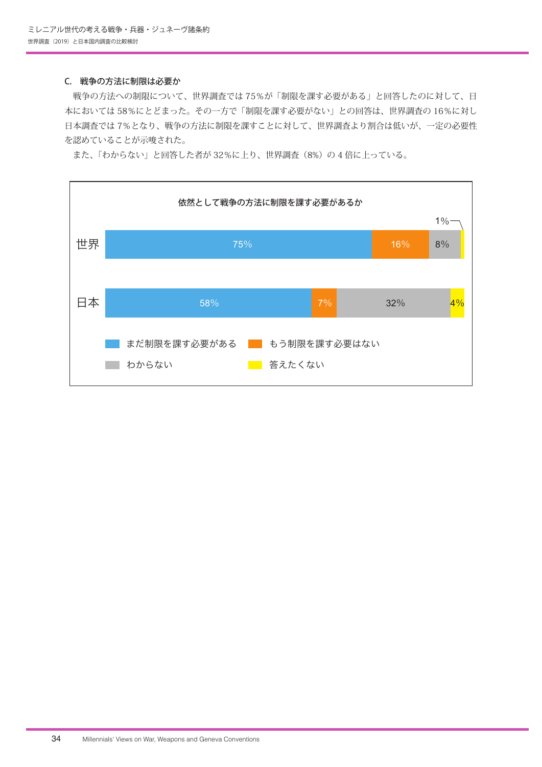### C.　戦争の方法に制限は必要か

戦争の方法への制限について、世界調査では 75%が「制限を課す必要がある」と回答したのに対して、日本においては 58%にとどまった。その一方で「制限を課す必要がない」との回答は、世界調査の 16%に対し日本調査では 7%となり、戦争の方法に制限を課すことに対して、世界調査より割合は低いが、一定の必要性を認めていることが示唆された。

また、「わからない」と回答した者が 32%に上り、世界調査（8%）の 4 倍に上っている。

**依然として戦争の方法に制限を課す必要があるか**

| | まだ制限を課す必要がある | もう制限を課す必要はない | わからない | 答えたくない |
|---|---|---|---|---|
| 世界 | 75% | 16% | 8% | 1% |
| 日本 | 58% | 7% | 32% | 4% |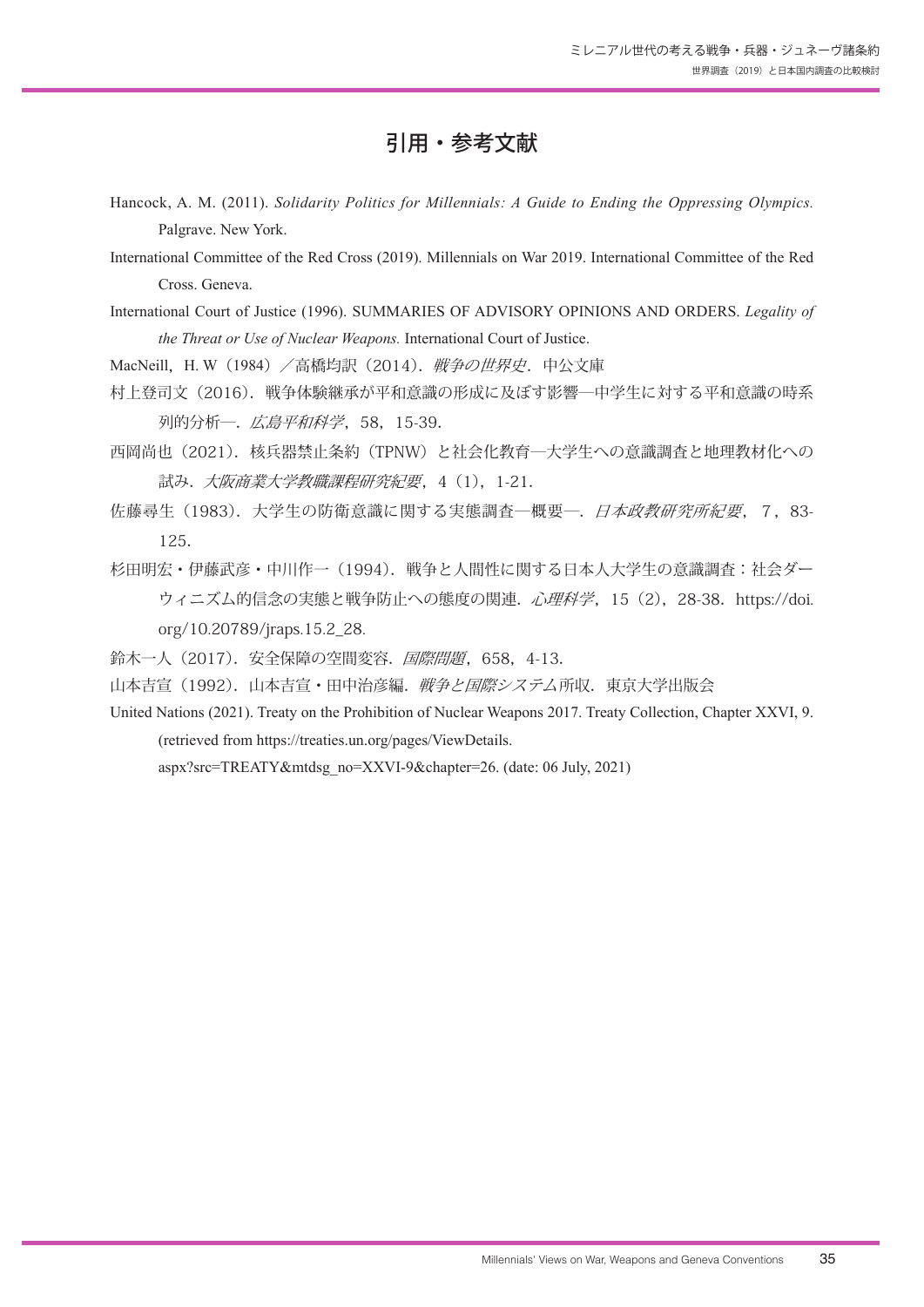# 引用・参考文献

Hancock, A. M. (2011). *Solidarity Politics for Millennials: A Guide to Ending the Oppressing Olympics.* Palgrave. New York.

International Committee of the Red Cross (2019). Millennials on War 2019. International Committee of the Red Cross. Geneva.

International Court of Justice (1996). SUMMARIES OF ADVISORY OPINIONS AND ORDERS. *Legality of the Threat or Use of Nuclear Weapons.* International Court of Justice.

MacNeill, H. W（1984）／高橋均訳（2014）. *戦争の世界史*. 中公文庫

村上登司文（2016）. 戦争体験継承が平和意識の形成に及ぼす影響—中学生に対する平和意識の時系列的分析—. *広島平和科学*, 58, 15-39.

西岡尚也（2021）. 核兵器禁止条約（TPNW）と社会化教育—大学生への意識調査と地理教材化への試み. *大阪商業大学教職課程研究紀要*, 4（1）, 1-21.

佐藤尋生（1983）. 大学生の防衛意識に関する実態調査—概要—. *日本政教研究所紀要*, 7, 83-125.

杉田明宏・伊藤武彦・中川作一（1994）. 戦争と人間性に関する日本人大学生の意識調査：社会ダーウィニズム的信念の実態と戦争防止への態度の関連. *心理科学*, 15（2）, 28-38. https://doi.org/10.20789/jraps.15.2_28.

鈴木一人（2017）. 安全保障の空間変容. *国際問題*, 658, 4-13.

山本吉宣（1992）. 山本吉宣・田中治彦編. *戦争と国際システム*所収. 東京大学出版会

United Nations (2021). Treaty on the Prohibition of Nuclear Weapons 2017. Treaty Collection, Chapter XXVI, 9. (retrieved from https://treaties.un.org/pages/ViewDetails.aspx?src=TREATY&mtdsg_no=XXVI-9&chapter=26. (date: 06 July, 2021)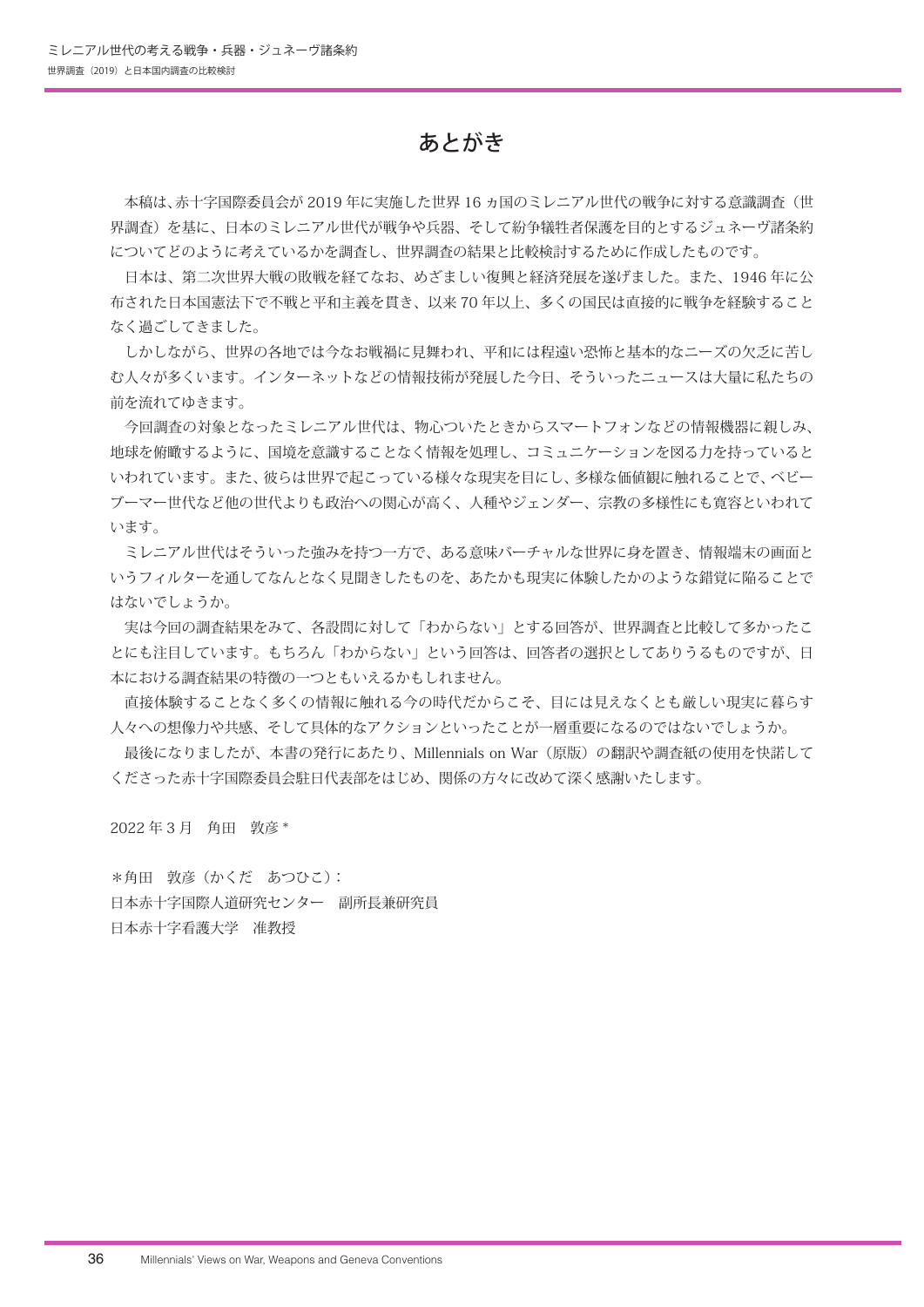# あとがき

本稿は、赤十字国際委員会が 2019 年に実施した世界 16 ヵ国のミレニアル世代の戦争に対する意識調査（世界調査）を基に、日本のミレニアル世代が戦争や兵器、そして紛争犠牲者保護を目的とするジュネーヴ諸条約についてどのように考えているかを調査し、世界調査の結果と比較検討するために作成したものです。

日本は、第二次世界大戦の敗戦を経てなお、めざましい復興と経済発展を遂げました。また、1946 年に公布された日本国憲法下で不戦と平和主義を貫き、以来 70 年以上、多くの国民は直接的に戦争を経験することなく過ごしてきました。

しかしながら、世界の各地では今なお戦禍に見舞われ、平和には程遠い恐怖と基本的なニーズの欠乏に苦しむ人々が多くいます。インターネットなどの情報技術が発展した今日、そういったニュースは大量に私たちの前を流れてゆきます。

今回調査の対象となったミレニアル世代は、物心ついたときからスマートフォンなどの情報機器に親しみ、地球を俯瞰するように、国境を意識することなく情報を処理し、コミュニケーションを図る力を持っているといわれています。また、彼らは世界で起こっている様々な現実を目にし、多様な価値観に触れることで、ベビーブーマー世代など他の世代よりも政治への関心が高く、人種やジェンダー、宗教の多様性にも寛容といわれています。

ミレニアル世代はそういった強みを持つ一方で、ある意味バーチャルな世界に身を置き、情報端末の画面というフィルターを通してなんとなく見聞きしたものを、あたかも現実に体験したかのような錯覚に陥ることではないでしょうか。

実は今回の調査結果をみて、各設問に対して「わからない」とする回答が、世界調査と比較して多かったことにも注目しています。もちろん「わからない」という回答は、回答者の選択としてありうるものですが、日本における調査結果の特徴の一つともいえるかもしれません。

直接体験することなく多くの情報に触れる今の時代だからこそ、目には見えなくとも厳しい現実に暮らす人々への想像力や共感、そして具体的なアクションといったことが一層重要になるのではないでしょうか。

最後になりましたが、本書の発行にあたり、Millennials on War（原版）の翻訳や調査紙の使用を快諾してくださった赤十字国際委員会駐日代表部をはじめ、関係の方々に改めて深く感謝いたします。

2022 年 3 月　角田　敦彦 *

＊角田　敦彦（かくだ　あつひこ）：
日本赤十字国際人道研究センター　副所長兼研究員
日本赤十字看護大学　准教授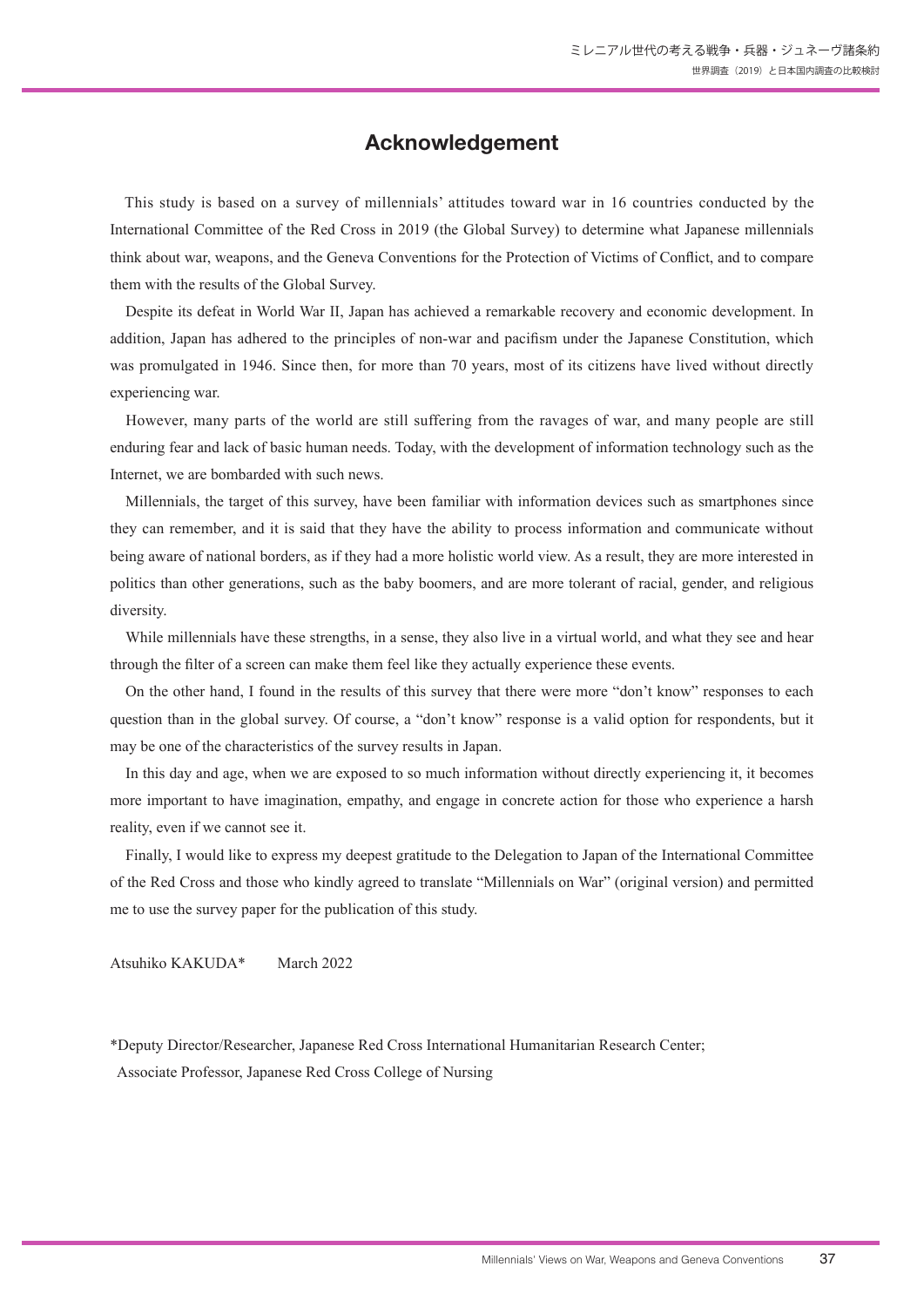## Acknowledgement

This study is based on a survey of millennials' attitudes toward war in 16 countries conducted by the International Committee of the Red Cross in 2019 (the Global Survey) to determine what Japanese millennials think about war, weapons, and the Geneva Conventions for the Protection of Victims of Conflict, and to compare them with the results of the Global Survey.

Despite its defeat in World War II, Japan has achieved a remarkable recovery and economic development. In addition, Japan has adhered to the principles of non-war and pacifism under the Japanese Constitution, which was promulgated in 1946. Since then, for more than 70 years, most of its citizens have lived without directly experiencing war.

However, many parts of the world are still suffering from the ravages of war, and many people are still enduring fear and lack of basic human needs. Today, with the development of information technology such as the Internet, we are bombarded with such news.

Millennials, the target of this survey, have been familiar with information devices such as smartphones since they can remember, and it is said that they have the ability to process information and communicate without being aware of national borders, as if they had a more holistic world view. As a result, they are more interested in politics than other generations, such as the baby boomers, and are more tolerant of racial, gender, and religious diversity.

While millennials have these strengths, in a sense, they also live in a virtual world, and what they see and hear through the filter of a screen can make them feel like they actually experience these events.

On the other hand, I found in the results of this survey that there were more "don't know" responses to each question than in the global survey. Of course, a "don't know" response is a valid option for respondents, but it may be one of the characteristics of the survey results in Japan.

In this day and age, when we are exposed to so much information without directly experiencing it, it becomes more important to have imagination, empathy, and engage in concrete action for those who experience a harsh reality, even if we cannot see it.

Finally, I would like to express my deepest gratitude to the Delegation to Japan of the International Committee of the Red Cross and those who kindly agreed to translate "Millennials on War" (original version) and permitted me to use the survey paper for the publication of this study.

Atsuhiko KAKUDA*　　March 2022

*Deputy Director/Researcher, Japanese Red Cross International Humanitarian Research Center;
Associate Professor, Japanese Red Cross College of Nursing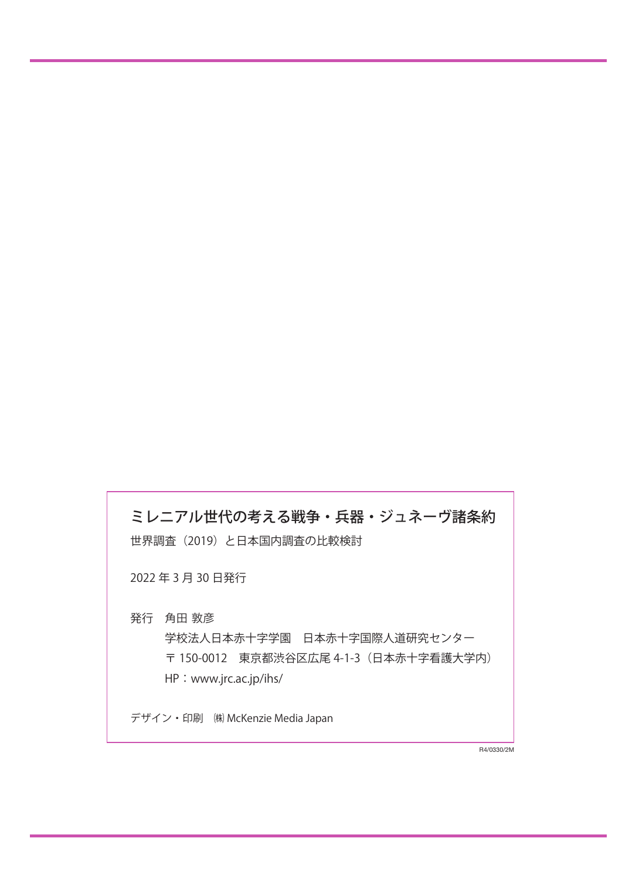ミレニアル世代の考える戦争・兵器・ジュネーヴ諸条約

世界調査（2019）と日本国内調査の比較検討

2022 年 3 月 30 日発行

発行　角田 敦彦
　　　学校法人日本赤十字学園　日本赤十字国際人道研究センター
　　　〒 150-0012　東京都渋谷区広尾 4-1-3（日本赤十字看護大学内）
　　　HP：www.jrc.ac.jp/ihs/

デザイン・印刷　㈱ McKenzie Media Japan

R4/0330/2M